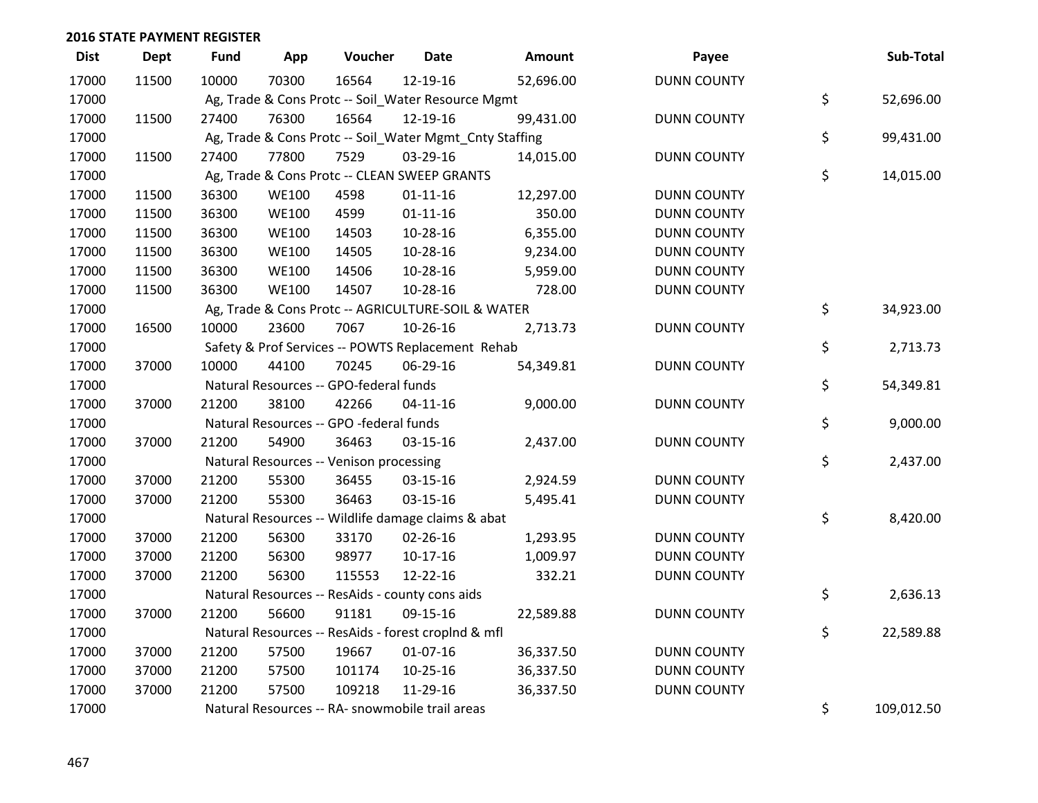## 2016 STATE PAYMENT REGISTER

| Dist | Dept | Fund | App | Voucher | Date | Amount | Payee | Sub-Total |
|---|---|---|---|---|---|---|---|---|
| 17000 | 11500 | 10000 | 70300 | 16564 | 12-19-16 | 52,696.00 | DUNN COUNTY | |
| 17000 | | Ag, Trade & Cons Protc -- Soil_Water Resource Mgmt | | | | | | $ 52,696.00 |
| 17000 | 11500 | 27400 | 76300 | 16564 | 12-19-16 | 99,431.00 | DUNN COUNTY | |
| 17000 | | Ag, Trade & Cons Protc -- Soil_Water Mgmt_Cnty Staffing | | | | | | $ 99,431.00 |
| 17000 | 11500 | 27400 | 77800 | 7529 | 03-29-16 | 14,015.00 | DUNN COUNTY | |
| 17000 | | Ag, Trade & Cons Protc -- CLEAN SWEEP GRANTS | | | | | | $ 14,015.00 |
| 17000 | 11500 | 36300 | WE100 | 4598 | 01-11-16 | 12,297.00 | DUNN COUNTY | |
| 17000 | 11500 | 36300 | WE100 | 4599 | 01-11-16 | 350.00 | DUNN COUNTY | |
| 17000 | 11500 | 36300 | WE100 | 14503 | 10-28-16 | 6,355.00 | DUNN COUNTY | |
| 17000 | 11500 | 36300 | WE100 | 14505 | 10-28-16 | 9,234.00 | DUNN COUNTY | |
| 17000 | 11500 | 36300 | WE100 | 14506 | 10-28-16 | 5,959.00 | DUNN COUNTY | |
| 17000 | 11500 | 36300 | WE100 | 14507 | 10-28-16 | 728.00 | DUNN COUNTY | |
| 17000 | | Ag, Trade & Cons Protc -- AGRICULTURE-SOIL & WATER | | | | | | $ 34,923.00 |
| 17000 | 16500 | 10000 | 23600 | 7067 | 10-26-16 | 2,713.73 | DUNN COUNTY | |
| 17000 | | Safety & Prof Services -- POWTS Replacement Rehab | | | | | | $ 2,713.73 |
| 17000 | 37000 | 10000 | 44100 | 70245 | 06-29-16 | 54,349.81 | DUNN COUNTY | |
| 17000 | | Natural Resources -- GPO-federal funds | | | | | | $ 54,349.81 |
| 17000 | 37000 | 21200 | 38100 | 42266 | 04-11-16 | 9,000.00 | DUNN COUNTY | |
| 17000 | | Natural Resources -- GPO -federal funds | | | | | | $ 9,000.00 |
| 17000 | 37000 | 21200 | 54900 | 36463 | 03-15-16 | 2,437.00 | DUNN COUNTY | |
| 17000 | | Natural Resources -- Venison processing | | | | | | $ 2,437.00 |
| 17000 | 37000 | 21200 | 55300 | 36455 | 03-15-16 | 2,924.59 | DUNN COUNTY | |
| 17000 | 37000 | 21200 | 55300 | 36463 | 03-15-16 | 5,495.41 | DUNN COUNTY | |
| 17000 | | Natural Resources -- Wildlife damage claims & abat | | | | | | $ 8,420.00 |
| 17000 | 37000 | 21200 | 56300 | 33170 | 02-26-16 | 1,293.95 | DUNN COUNTY | |
| 17000 | 37000 | 21200 | 56300 | 98977 | 10-17-16 | 1,009.97 | DUNN COUNTY | |
| 17000 | 37000 | 21200 | 56300 | 115553 | 12-22-16 | 332.21 | DUNN COUNTY | |
| 17000 | | Natural Resources -- ResAids - county cons aids | | | | | | $ 2,636.13 |
| 17000 | 37000 | 21200 | 56600 | 91181 | 09-15-16 | 22,589.88 | DUNN COUNTY | |
| 17000 | | Natural Resources -- ResAids - forest croplnd & mfl | | | | | | $ 22,589.88 |
| 17000 | 37000 | 21200 | 57500 | 19667 | 01-07-16 | 36,337.50 | DUNN COUNTY | |
| 17000 | 37000 | 21200 | 57500 | 101174 | 10-25-16 | 36,337.50 | DUNN COUNTY | |
| 17000 | 37000 | 21200 | 57500 | 109218 | 11-29-16 | 36,337.50 | DUNN COUNTY | |
| 17000 | | Natural Resources -- RA- snowmobile trail areas | | | | | | $ 109,012.50 |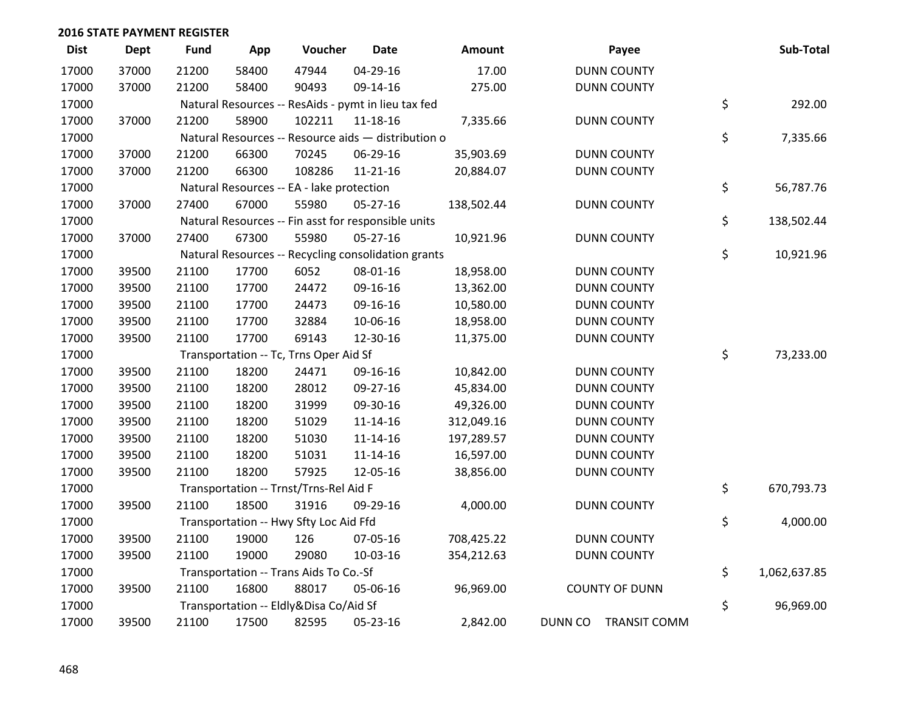## 2016 STATE PAYMENT REGISTER

| Dist | Dept | Fund | App | Voucher | Date | Amount | Payee | Sub-Total |
|---|---|---|---|---|---|---|---|---|
| 17000 | 37000 | 21200 | 58400 | 47944 | 04-29-16 | 17.00 | DUNN COUNTY | |
| 17000 | 37000 | 21200 | 58400 | 90493 | 09-14-16 | 275.00 | DUNN COUNTY | |
| 17000 | | Natural Resources -- ResAids - pymt in lieu tax fed | | | | | | $ 292.00 |
| 17000 | 37000 | 21200 | 58900 | 102211 | 11-18-16 | 7,335.66 | DUNN COUNTY | |
| 17000 | | Natural Resources -- Resource aids — distribution o | | | | | | $ 7,335.66 |
| 17000 | 37000 | 21200 | 66300 | 70245 | 06-29-16 | 35,903.69 | DUNN COUNTY | |
| 17000 | 37000 | 21200 | 66300 | 108286 | 11-21-16 | 20,884.07 | DUNN COUNTY | |
| 17000 | | Natural Resources -- EA - lake protection | | | | | | $ 56,787.76 |
| 17000 | 37000 | 27400 | 67000 | 55980 | 05-27-16 | 138,502.44 | DUNN COUNTY | |
| 17000 | | Natural Resources -- Fin asst for responsible units | | | | | | $ 138,502.44 |
| 17000 | 37000 | 27400 | 67300 | 55980 | 05-27-16 | 10,921.96 | DUNN COUNTY | |
| 17000 | | Natural Resources -- Recycling consolidation grants | | | | | | $ 10,921.96 |
| 17000 | 39500 | 21100 | 17700 | 6052 | 08-01-16 | 18,958.00 | DUNN COUNTY | |
| 17000 | 39500 | 21100 | 17700 | 24472 | 09-16-16 | 13,362.00 | DUNN COUNTY | |
| 17000 | 39500 | 21100 | 17700 | 24473 | 09-16-16 | 10,580.00 | DUNN COUNTY | |
| 17000 | 39500 | 21100 | 17700 | 32884 | 10-06-16 | 18,958.00 | DUNN COUNTY | |
| 17000 | 39500 | 21100 | 17700 | 69143 | 12-30-16 | 11,375.00 | DUNN COUNTY | |
| 17000 | | Transportation -- Tc, Trns Oper Aid Sf | | | | | | $ 73,233.00 |
| 17000 | 39500 | 21100 | 18200 | 24471 | 09-16-16 | 10,842.00 | DUNN COUNTY | |
| 17000 | 39500 | 21100 | 18200 | 28012 | 09-27-16 | 45,834.00 | DUNN COUNTY | |
| 17000 | 39500 | 21100 | 18200 | 31999 | 09-30-16 | 49,326.00 | DUNN COUNTY | |
| 17000 | 39500 | 21100 | 18200 | 51029 | 11-14-16 | 312,049.16 | DUNN COUNTY | |
| 17000 | 39500 | 21100 | 18200 | 51030 | 11-14-16 | 197,289.57 | DUNN COUNTY | |
| 17000 | 39500 | 21100 | 18200 | 51031 | 11-14-16 | 16,597.00 | DUNN COUNTY | |
| 17000 | 39500 | 21100 | 18200 | 57925 | 12-05-16 | 38,856.00 | DUNN COUNTY | |
| 17000 | | Transportation -- Trnst/Trns-Rel Aid F | | | | | | $ 670,793.73 |
| 17000 | 39500 | 21100 | 18500 | 31916 | 09-29-16 | 4,000.00 | DUNN COUNTY | |
| 17000 | | Transportation -- Hwy Sfty Loc Aid Ffd | | | | | | $ 4,000.00 |
| 17000 | 39500 | 21100 | 19000 | 126 | 07-05-16 | 708,425.22 | DUNN COUNTY | |
| 17000 | 39500 | 21100 | 19000 | 29080 | 10-03-16 | 354,212.63 | DUNN COUNTY | |
| 17000 | | Transportation -- Trans Aids To Co.-Sf | | | | | | $ 1,062,637.85 |
| 17000 | 39500 | 21100 | 16800 | 88017 | 05-06-16 | 96,969.00 | COUNTY OF DUNN | |
| 17000 | | Transportation -- Eldly&Disa Co/Aid Sf | | | | | | $ 96,969.00 |
| 17000 | 39500 | 21100 | 17500 | 82595 | 05-23-16 | 2,842.00 | DUNN CO TRANSIT COMM | |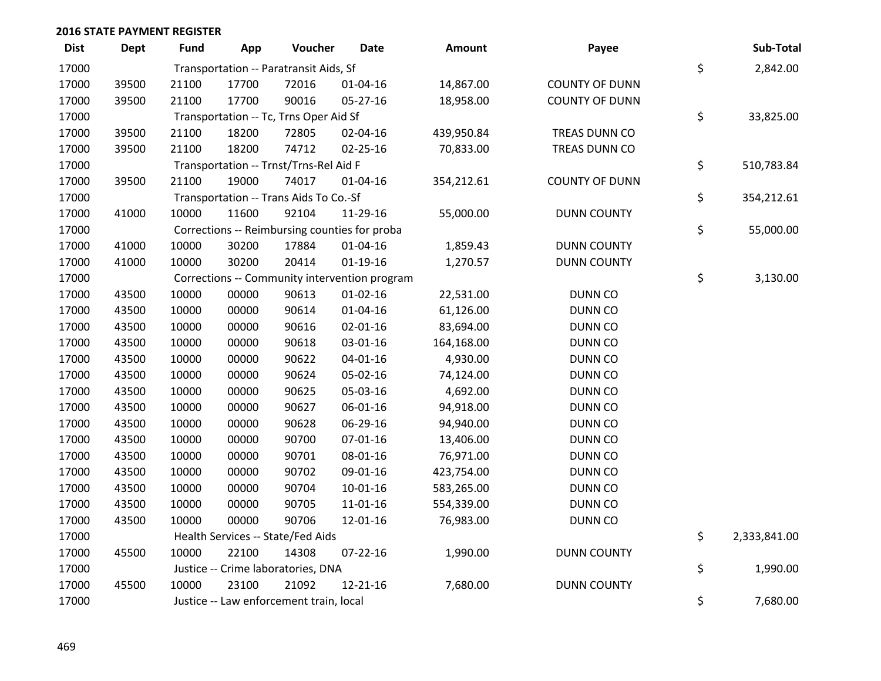## 2016 STATE PAYMENT REGISTER

| Dist | Dept | Fund | App | Voucher | Date | Amount | Payee | | Sub-Total |
|---|---|---|---|---|---|---|---|---|---|
| 17000 | | Transportation -- Paratransit Aids, Sf | | | | | | $ | 2,842.00 |
| 17000 | 39500 | 21100 | 17700 | 72016 | 01-04-16 | 14,867.00 | COUNTY OF DUNN | | |
| 17000 | 39500 | 21100 | 17700 | 90016 | 05-27-16 | 18,958.00 | COUNTY OF DUNN | | |
| 17000 | | Transportation -- Tc, Trns Oper Aid Sf | | | | | | $ | 33,825.00 |
| 17000 | 39500 | 21100 | 18200 | 72805 | 02-04-16 | 439,950.84 | TREAS DUNN CO | | |
| 17000 | 39500 | 21100 | 18200 | 74712 | 02-25-16 | 70,833.00 | TREAS DUNN CO | | |
| 17000 | | Transportation -- Trnst/Trns-Rel Aid F | | | | | | $ | 510,783.84 |
| 17000 | 39500 | 21100 | 19000 | 74017 | 01-04-16 | 354,212.61 | COUNTY OF DUNN | | |
| 17000 | | Transportation -- Trans Aids To Co.-Sf | | | | | | $ | 354,212.61 |
| 17000 | 41000 | 10000 | 11600 | 92104 | 11-29-16 | 55,000.00 | DUNN COUNTY | | |
| 17000 | | Corrections -- Reimbursing counties for proba | | | | | | $ | 55,000.00 |
| 17000 | 41000 | 10000 | 30200 | 17884 | 01-04-16 | 1,859.43 | DUNN COUNTY | | |
| 17000 | 41000 | 10000 | 30200 | 20414 | 01-19-16 | 1,270.57 | DUNN COUNTY | | |
| 17000 | | Corrections -- Community intervention program | | | | | | $ | 3,130.00 |
| 17000 | 43500 | 10000 | 00000 | 90613 | 01-02-16 | 22,531.00 | DUNN CO | | |
| 17000 | 43500 | 10000 | 00000 | 90614 | 01-04-16 | 61,126.00 | DUNN CO | | |
| 17000 | 43500 | 10000 | 00000 | 90616 | 02-01-16 | 83,694.00 | DUNN CO | | |
| 17000 | 43500 | 10000 | 00000 | 90618 | 03-01-16 | 164,168.00 | DUNN CO | | |
| 17000 | 43500 | 10000 | 00000 | 90622 | 04-01-16 | 4,930.00 | DUNN CO | | |
| 17000 | 43500 | 10000 | 00000 | 90624 | 05-02-16 | 74,124.00 | DUNN CO | | |
| 17000 | 43500 | 10000 | 00000 | 90625 | 05-03-16 | 4,692.00 | DUNN CO | | |
| 17000 | 43500 | 10000 | 00000 | 90627 | 06-01-16 | 94,918.00 | DUNN CO | | |
| 17000 | 43500 | 10000 | 00000 | 90628 | 06-29-16 | 94,940.00 | DUNN CO | | |
| 17000 | 43500 | 10000 | 00000 | 90700 | 07-01-16 | 13,406.00 | DUNN CO | | |
| 17000 | 43500 | 10000 | 00000 | 90701 | 08-01-16 | 76,971.00 | DUNN CO | | |
| 17000 | 43500 | 10000 | 00000 | 90702 | 09-01-16 | 423,754.00 | DUNN CO | | |
| 17000 | 43500 | 10000 | 00000 | 90704 | 10-01-16 | 583,265.00 | DUNN CO | | |
| 17000 | 43500 | 10000 | 00000 | 90705 | 11-01-16 | 554,339.00 | DUNN CO | | |
| 17000 | 43500 | 10000 | 00000 | 90706 | 12-01-16 | 76,983.00 | DUNN CO | | |
| 17000 | | Health Services -- State/Fed Aids | | | | | | $ | 2,333,841.00 |
| 17000 | 45500 | 10000 | 22100 | 14308 | 07-22-16 | 1,990.00 | DUNN COUNTY | | |
| 17000 | | Justice -- Crime laboratories, DNA | | | | | | $ | 1,990.00 |
| 17000 | 45500 | 10000 | 23100 | 21092 | 12-21-16 | 7,680.00 | DUNN COUNTY | | |
| 17000 | | Justice -- Law enforcement train, local | | | | | | $ | 7,680.00 |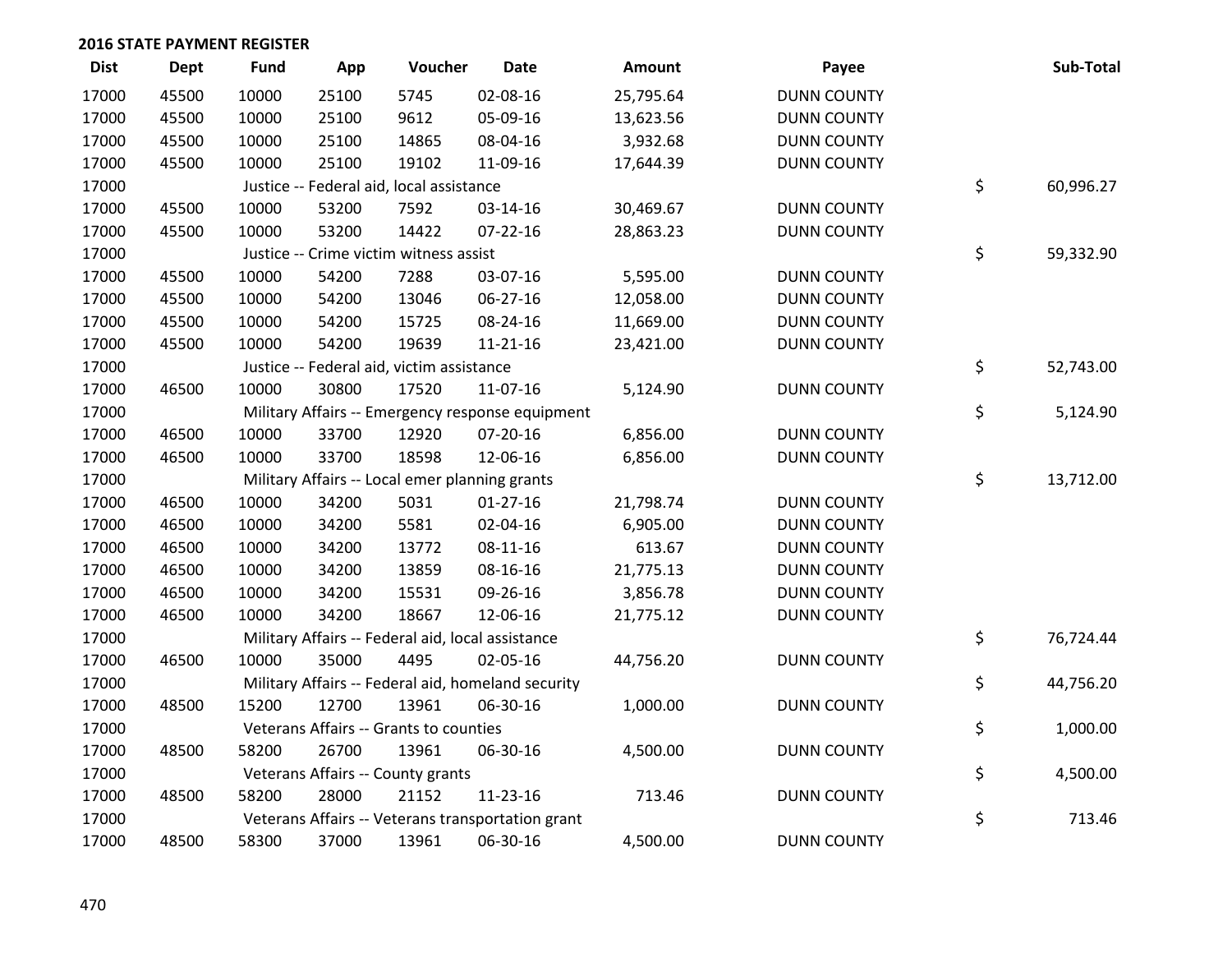## 2016 STATE PAYMENT REGISTER

| Dist | Dept | Fund | App | Voucher | Date | Amount | Payee | Sub-Total |
|---|---|---|---|---|---|---|---|---|
| 17000 | 45500 | 10000 | 25100 | 5745 | 02-08-16 | 25,795.64 | DUNN COUNTY | |
| 17000 | 45500 | 10000 | 25100 | 9612 | 05-09-16 | 13,623.56 | DUNN COUNTY | |
| 17000 | 45500 | 10000 | 25100 | 14865 | 08-04-16 | 3,932.68 | DUNN COUNTY | |
| 17000 | 45500 | 10000 | 25100 | 19102 | 11-09-16 | 17,644.39 | DUNN COUNTY | |
| 17000 | | Justice -- Federal aid, local assistance | | | | | | $ 60,996.27 |
| 17000 | 45500 | 10000 | 53200 | 7592 | 03-14-16 | 30,469.67 | DUNN COUNTY | |
| 17000 | 45500 | 10000 | 53200 | 14422 | 07-22-16 | 28,863.23 | DUNN COUNTY | |
| 17000 | | Justice -- Crime victim witness assist | | | | | | $ 59,332.90 |
| 17000 | 45500 | 10000 | 54200 | 7288 | 03-07-16 | 5,595.00 | DUNN COUNTY | |
| 17000 | 45500 | 10000 | 54200 | 13046 | 06-27-16 | 12,058.00 | DUNN COUNTY | |
| 17000 | 45500 | 10000 | 54200 | 15725 | 08-24-16 | 11,669.00 | DUNN COUNTY | |
| 17000 | 45500 | 10000 | 54200 | 19639 | 11-21-16 | 23,421.00 | DUNN COUNTY | |
| 17000 | | Justice -- Federal aid, victim assistance | | | | | | $ 52,743.00 |
| 17000 | 46500 | 10000 | 30800 | 17520 | 11-07-16 | 5,124.90 | DUNN COUNTY | |
| 17000 | | Military Affairs -- Emergency response equipment | | | | | | $ 5,124.90 |
| 17000 | 46500 | 10000 | 33700 | 12920 | 07-20-16 | 6,856.00 | DUNN COUNTY | |
| 17000 | 46500 | 10000 | 33700 | 18598 | 12-06-16 | 6,856.00 | DUNN COUNTY | |
| 17000 | | Military Affairs -- Local emer planning grants | | | | | | $ 13,712.00 |
| 17000 | 46500 | 10000 | 34200 | 5031 | 01-27-16 | 21,798.74 | DUNN COUNTY | |
| 17000 | 46500 | 10000 | 34200 | 5581 | 02-04-16 | 6,905.00 | DUNN COUNTY | |
| 17000 | 46500 | 10000 | 34200 | 13772 | 08-11-16 | 613.67 | DUNN COUNTY | |
| 17000 | 46500 | 10000 | 34200 | 13859 | 08-16-16 | 21,775.13 | DUNN COUNTY | |
| 17000 | 46500 | 10000 | 34200 | 15531 | 09-26-16 | 3,856.78 | DUNN COUNTY | |
| 17000 | 46500 | 10000 | 34200 | 18667 | 12-06-16 | 21,775.12 | DUNN COUNTY | |
| 17000 | | Military Affairs -- Federal aid, local assistance | | | | | | $ 76,724.44 |
| 17000 | 46500 | 10000 | 35000 | 4495 | 02-05-16 | 44,756.20 | DUNN COUNTY | |
| 17000 | | Military Affairs -- Federal aid, homeland security | | | | | | $ 44,756.20 |
| 17000 | 48500 | 15200 | 12700 | 13961 | 06-30-16 | 1,000.00 | DUNN COUNTY | |
| 17000 | | Veterans Affairs -- Grants to counties | | | | | | $ 1,000.00 |
| 17000 | 48500 | 58200 | 26700 | 13961 | 06-30-16 | 4,500.00 | DUNN COUNTY | |
| 17000 | | Veterans Affairs -- County grants | | | | | | $ 4,500.00 |
| 17000 | 48500 | 58200 | 28000 | 21152 | 11-23-16 | 713.46 | DUNN COUNTY | |
| 17000 | | Veterans Affairs -- Veterans transportation grant | | | | | | $ 713.46 |
| 17000 | 48500 | 58300 | 37000 | 13961 | 06-30-16 | 4,500.00 | DUNN COUNTY | |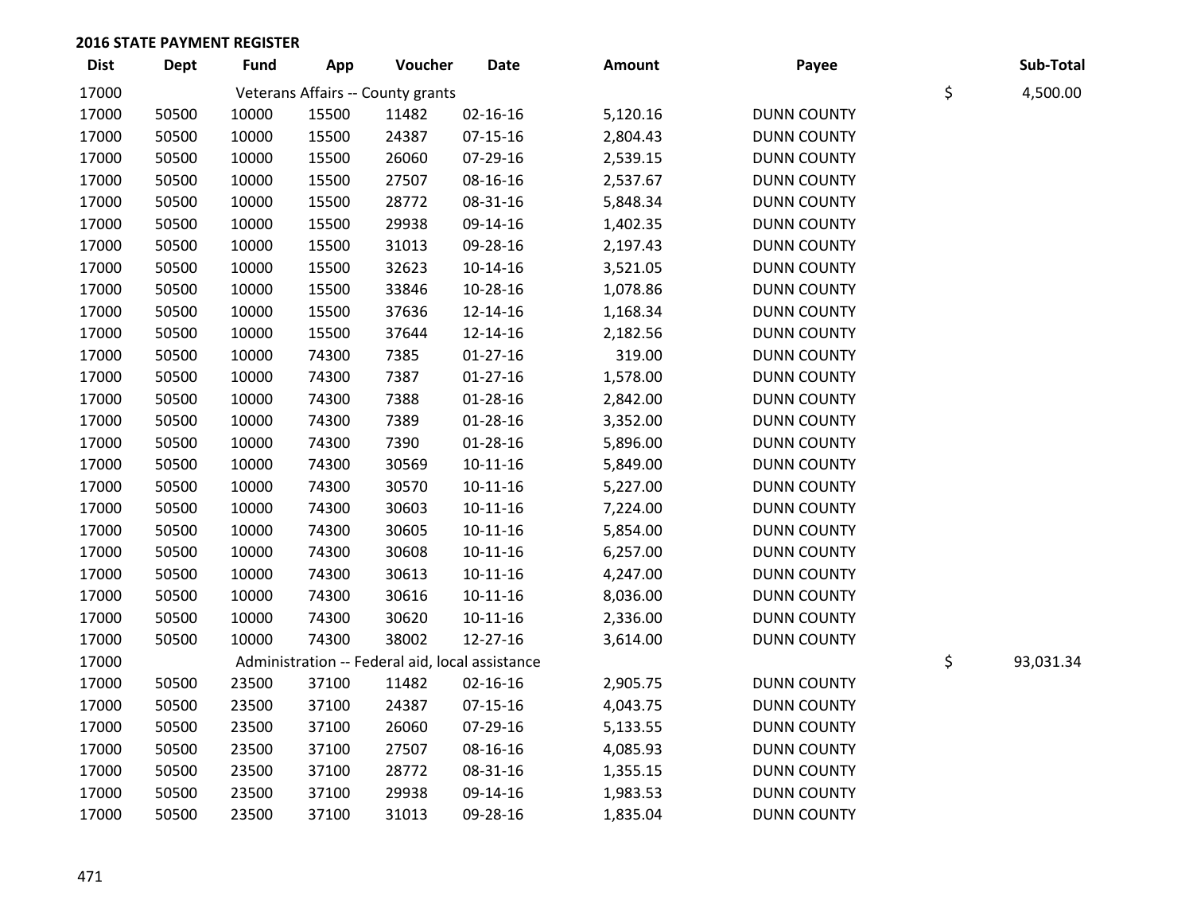**2016 STATE PAYMENT REGISTER**

| Dist | Dept | Fund | App | Voucher | Date | Amount | Payee | | Sub-Total |
|---|---|---|---|---|---|---|---|---|---|
| 17000 | | Veterans Affairs -- County grants | | | | | | $ | 4,500.00 |
| 17000 | 50500 | 10000 | 15500 | 11482 | 02-16-16 | 5,120.16 | DUNN COUNTY | | |
| 17000 | 50500 | 10000 | 15500 | 24387 | 07-15-16 | 2,804.43 | DUNN COUNTY | | |
| 17000 | 50500 | 10000 | 15500 | 26060 | 07-29-16 | 2,539.15 | DUNN COUNTY | | |
| 17000 | 50500 | 10000 | 15500 | 27507 | 08-16-16 | 2,537.67 | DUNN COUNTY | | |
| 17000 | 50500 | 10000 | 15500 | 28772 | 08-31-16 | 5,848.34 | DUNN COUNTY | | |
| 17000 | 50500 | 10000 | 15500 | 29938 | 09-14-16 | 1,402.35 | DUNN COUNTY | | |
| 17000 | 50500 | 10000 | 15500 | 31013 | 09-28-16 | 2,197.43 | DUNN COUNTY | | |
| 17000 | 50500 | 10000 | 15500 | 32623 | 10-14-16 | 3,521.05 | DUNN COUNTY | | |
| 17000 | 50500 | 10000 | 15500 | 33846 | 10-28-16 | 1,078.86 | DUNN COUNTY | | |
| 17000 | 50500 | 10000 | 15500 | 37636 | 12-14-16 | 1,168.34 | DUNN COUNTY | | |
| 17000 | 50500 | 10000 | 15500 | 37644 | 12-14-16 | 2,182.56 | DUNN COUNTY | | |
| 17000 | 50500 | 10000 | 74300 | 7385 | 01-27-16 | 319.00 | DUNN COUNTY | | |
| 17000 | 50500 | 10000 | 74300 | 7387 | 01-27-16 | 1,578.00 | DUNN COUNTY | | |
| 17000 | 50500 | 10000 | 74300 | 7388 | 01-28-16 | 2,842.00 | DUNN COUNTY | | |
| 17000 | 50500 | 10000 | 74300 | 7389 | 01-28-16 | 3,352.00 | DUNN COUNTY | | |
| 17000 | 50500 | 10000 | 74300 | 7390 | 01-28-16 | 5,896.00 | DUNN COUNTY | | |
| 17000 | 50500 | 10000 | 74300 | 30569 | 10-11-16 | 5,849.00 | DUNN COUNTY | | |
| 17000 | 50500 | 10000 | 74300 | 30570 | 10-11-16 | 5,227.00 | DUNN COUNTY | | |
| 17000 | 50500 | 10000 | 74300 | 30603 | 10-11-16 | 7,224.00 | DUNN COUNTY | | |
| 17000 | 50500 | 10000 | 74300 | 30605 | 10-11-16 | 5,854.00 | DUNN COUNTY | | |
| 17000 | 50500 | 10000 | 74300 | 30608 | 10-11-16 | 6,257.00 | DUNN COUNTY | | |
| 17000 | 50500 | 10000 | 74300 | 30613 | 10-11-16 | 4,247.00 | DUNN COUNTY | | |
| 17000 | 50500 | 10000 | 74300 | 30616 | 10-11-16 | 8,036.00 | DUNN COUNTY | | |
| 17000 | 50500 | 10000 | 74300 | 30620 | 10-11-16 | 2,336.00 | DUNN COUNTY | | |
| 17000 | 50500 | 10000 | 74300 | 38002 | 12-27-16 | 3,614.00 | DUNN COUNTY | | |
| 17000 | | Administration -- Federal aid, local assistance | | | | | | $ | 93,031.34 |
| 17000 | 50500 | 23500 | 37100 | 11482 | 02-16-16 | 2,905.75 | DUNN COUNTY | | |
| 17000 | 50500 | 23500 | 37100 | 24387 | 07-15-16 | 4,043.75 | DUNN COUNTY | | |
| 17000 | 50500 | 23500 | 37100 | 26060 | 07-29-16 | 5,133.55 | DUNN COUNTY | | |
| 17000 | 50500 | 23500 | 37100 | 27507 | 08-16-16 | 4,085.93 | DUNN COUNTY | | |
| 17000 | 50500 | 23500 | 37100 | 28772 | 08-31-16 | 1,355.15 | DUNN COUNTY | | |
| 17000 | 50500 | 23500 | 37100 | 29938 | 09-14-16 | 1,983.53 | DUNN COUNTY | | |
| 17000 | 50500 | 23500 | 37100 | 31013 | 09-28-16 | 1,835.04 | DUNN COUNTY | | |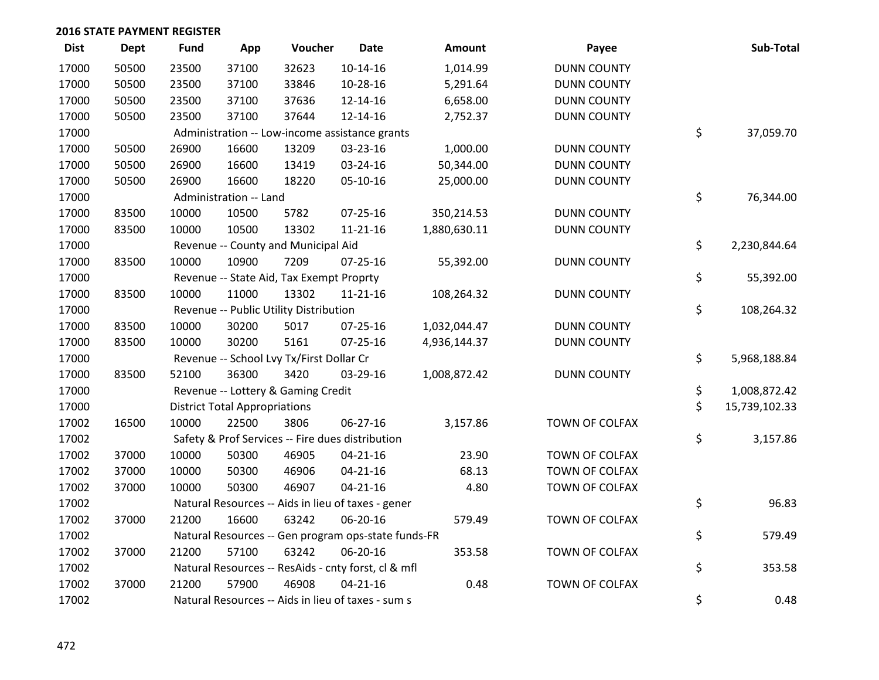## 2016 STATE PAYMENT REGISTER

| Dist | Dept | Fund | App | Voucher | Date | Amount | Payee | Sub-Total |
|---|---|---|---|---|---|---|---|---|
| 17000 | 50500 | 23500 | 37100 | 32623 | 10-14-16 | 1,014.99 | DUNN COUNTY | |
| 17000 | 50500 | 23500 | 37100 | 33846 | 10-28-16 | 5,291.64 | DUNN COUNTY | |
| 17000 | 50500 | 23500 | 37100 | 37636 | 12-14-16 | 6,658.00 | DUNN COUNTY | |
| 17000 | 50500 | 23500 | 37100 | 37644 | 12-14-16 | 2,752.37 | DUNN COUNTY | |
| 17000 | | Administration -- Low-income assistance grants | | | | | | $ 37,059.70 |
| 17000 | 50500 | 26900 | 16600 | 13209 | 03-23-16 | 1,000.00 | DUNN COUNTY | |
| 17000 | 50500 | 26900 | 16600 | 13419 | 03-24-16 | 50,344.00 | DUNN COUNTY | |
| 17000 | 50500 | 26900 | 16600 | 18220 | 05-10-16 | 25,000.00 | DUNN COUNTY | |
| 17000 | | Administration -- Land | | | | | | $ 76,344.00 |
| 17000 | 83500 | 10000 | 10500 | 5782 | 07-25-16 | 350,214.53 | DUNN COUNTY | |
| 17000 | 83500 | 10000 | 10500 | 13302 | 11-21-16 | 1,880,630.11 | DUNN COUNTY | |
| 17000 | | Revenue -- County and Municipal Aid | | | | | | $ 2,230,844.64 |
| 17000 | 83500 | 10000 | 10900 | 7209 | 07-25-16 | 55,392.00 | DUNN COUNTY | |
| 17000 | | Revenue -- State Aid, Tax Exempt Proprty | | | | | | $ 55,392.00 |
| 17000 | 83500 | 10000 | 11000 | 13302 | 11-21-16 | 108,264.32 | DUNN COUNTY | |
| 17000 | | Revenue -- Public Utility Distribution | | | | | | $ 108,264.32 |
| 17000 | 83500 | 10000 | 30200 | 5017 | 07-25-16 | 1,032,044.47 | DUNN COUNTY | |
| 17000 | 83500 | 10000 | 30200 | 5161 | 07-25-16 | 4,936,144.37 | DUNN COUNTY | |
| 17000 | | Revenue -- School Lvy Tx/First Dollar Cr | | | | | | $ 5,968,188.84 |
| 17000 | 83500 | 52100 | 36300 | 3420 | 03-29-16 | 1,008,872.42 | DUNN COUNTY | |
| 17000 | | Revenue -- Lottery & Gaming Credit | | | | | | $ 1,008,872.42 |
| 17000 | | District Total Appropriations | | | | | | $ 15,739,102.33 |
| 17002 | 16500 | 10000 | 22500 | 3806 | 06-27-16 | 3,157.86 | TOWN OF COLFAX | |
| 17002 | | Safety & Prof Services -- Fire dues distribution | | | | | | $ 3,157.86 |
| 17002 | 37000 | 10000 | 50300 | 46905 | 04-21-16 | 23.90 | TOWN OF COLFAX | |
| 17002 | 37000 | 10000 | 50300 | 46906 | 04-21-16 | 68.13 | TOWN OF COLFAX | |
| 17002 | 37000 | 10000 | 50300 | 46907 | 04-21-16 | 4.80 | TOWN OF COLFAX | |
| 17002 | | Natural Resources -- Aids in lieu of taxes - gener | | | | | | $ 96.83 |
| 17002 | 37000 | 21200 | 16600 | 63242 | 06-20-16 | 579.49 | TOWN OF COLFAX | |
| 17002 | | Natural Resources -- Gen program ops-state funds-FR | | | | | | $ 579.49 |
| 17002 | 37000 | 21200 | 57100 | 63242 | 06-20-16 | 353.58 | TOWN OF COLFAX | |
| 17002 | | Natural Resources -- ResAids - cnty forst, cl & mfl | | | | | | $ 353.58 |
| 17002 | 37000 | 21200 | 57900 | 46908 | 04-21-16 | 0.48 | TOWN OF COLFAX | |
| 17002 | | Natural Resources -- Aids in lieu of taxes - sum s | | | | | | $ 0.48 |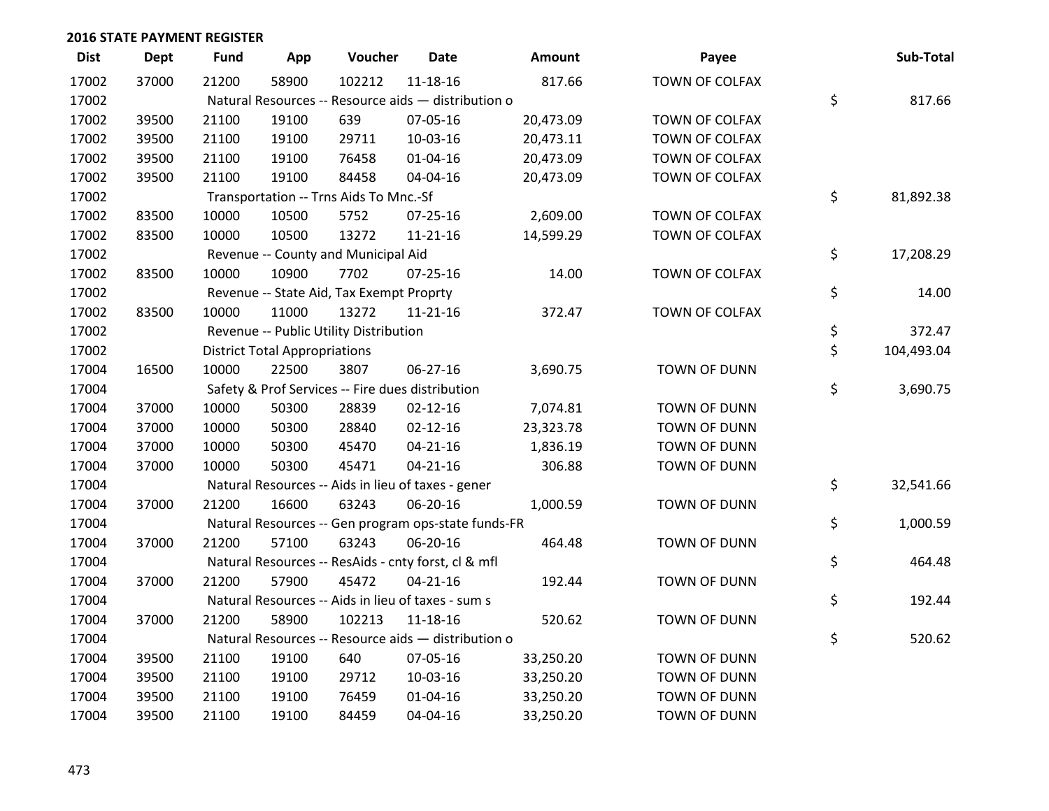**2016 STATE PAYMENT REGISTER**

| Dist | Dept | Fund | App | Voucher | Date | Amount | Payee | Sub-Total |
|---|---|---|---|---|---|---|---|---|
| 17002 | 37000 | 21200 | 58900 | 102212 | 11-18-16 | 817.66 | TOWN OF COLFAX | |
| 17002 | | Natural Resources -- Resource aids — distribution o | | | | | | $ 817.66 |
| 17002 | 39500 | 21100 | 19100 | 639 | 07-05-16 | 20,473.09 | TOWN OF COLFAX | |
| 17002 | 39500 | 21100 | 19100 | 29711 | 10-03-16 | 20,473.11 | TOWN OF COLFAX | |
| 17002 | 39500 | 21100 | 19100 | 76458 | 01-04-16 | 20,473.09 | TOWN OF COLFAX | |
| 17002 | 39500 | 21100 | 19100 | 84458 | 04-04-16 | 20,473.09 | TOWN OF COLFAX | |
| 17002 | | Transportation -- Trns Aids To Mnc.-Sf | | | | | | $ 81,892.38 |
| 17002 | 83500 | 10000 | 10500 | 5752 | 07-25-16 | 2,609.00 | TOWN OF COLFAX | |
| 17002 | 83500 | 10000 | 10500 | 13272 | 11-21-16 | 14,599.29 | TOWN OF COLFAX | |
| 17002 | | Revenue -- County and Municipal Aid | | | | | | $ 17,208.29 |
| 17002 | 83500 | 10000 | 10900 | 7702 | 07-25-16 | 14.00 | TOWN OF COLFAX | |
| 17002 | | Revenue -- State Aid, Tax Exempt Proprty | | | | | | $ 14.00 |
| 17002 | 83500 | 10000 | 11000 | 13272 | 11-21-16 | 372.47 | TOWN OF COLFAX | |
| 17002 | | Revenue -- Public Utility Distribution | | | | | | $ 372.47 |
| 17002 | | District Total Appropriations | | | | | | $ 104,493.04 |
| 17004 | 16500 | 10000 | 22500 | 3807 | 06-27-16 | 3,690.75 | TOWN OF DUNN | |
| 17004 | | Safety & Prof Services -- Fire dues distribution | | | | | | $ 3,690.75 |
| 17004 | 37000 | 10000 | 50300 | 28839 | 02-12-16 | 7,074.81 | TOWN OF DUNN | |
| 17004 | 37000 | 10000 | 50300 | 28840 | 02-12-16 | 23,323.78 | TOWN OF DUNN | |
| 17004 | 37000 | 10000 | 50300 | 45470 | 04-21-16 | 1,836.19 | TOWN OF DUNN | |
| 17004 | 37000 | 10000 | 50300 | 45471 | 04-21-16 | 306.88 | TOWN OF DUNN | |
| 17004 | | Natural Resources -- Aids in lieu of taxes - gener | | | | | | $ 32,541.66 |
| 17004 | 37000 | 21200 | 16600 | 63243 | 06-20-16 | 1,000.59 | TOWN OF DUNN | |
| 17004 | | Natural Resources -- Gen program ops-state funds-FR | | | | | | $ 1,000.59 |
| 17004 | 37000 | 21200 | 57100 | 63243 | 06-20-16 | 464.48 | TOWN OF DUNN | |
| 17004 | | Natural Resources -- ResAids - cnty forst, cl & mfl | | | | | | $ 464.48 |
| 17004 | 37000 | 21200 | 57900 | 45472 | 04-21-16 | 192.44 | TOWN OF DUNN | |
| 17004 | | Natural Resources -- Aids in lieu of taxes - sum s | | | | | | $ 192.44 |
| 17004 | 37000 | 21200 | 58900 | 102213 | 11-18-16 | 520.62 | TOWN OF DUNN | |
| 17004 | | Natural Resources -- Resource aids — distribution o | | | | | | $ 520.62 |
| 17004 | 39500 | 21100 | 19100 | 640 | 07-05-16 | 33,250.20 | TOWN OF DUNN | |
| 17004 | 39500 | 21100 | 19100 | 29712 | 10-03-16 | 33,250.20 | TOWN OF DUNN | |
| 17004 | 39500 | 21100 | 19100 | 76459 | 01-04-16 | 33,250.20 | TOWN OF DUNN | |
| 17004 | 39500 | 21100 | 19100 | 84459 | 04-04-16 | 33,250.20 | TOWN OF DUNN | |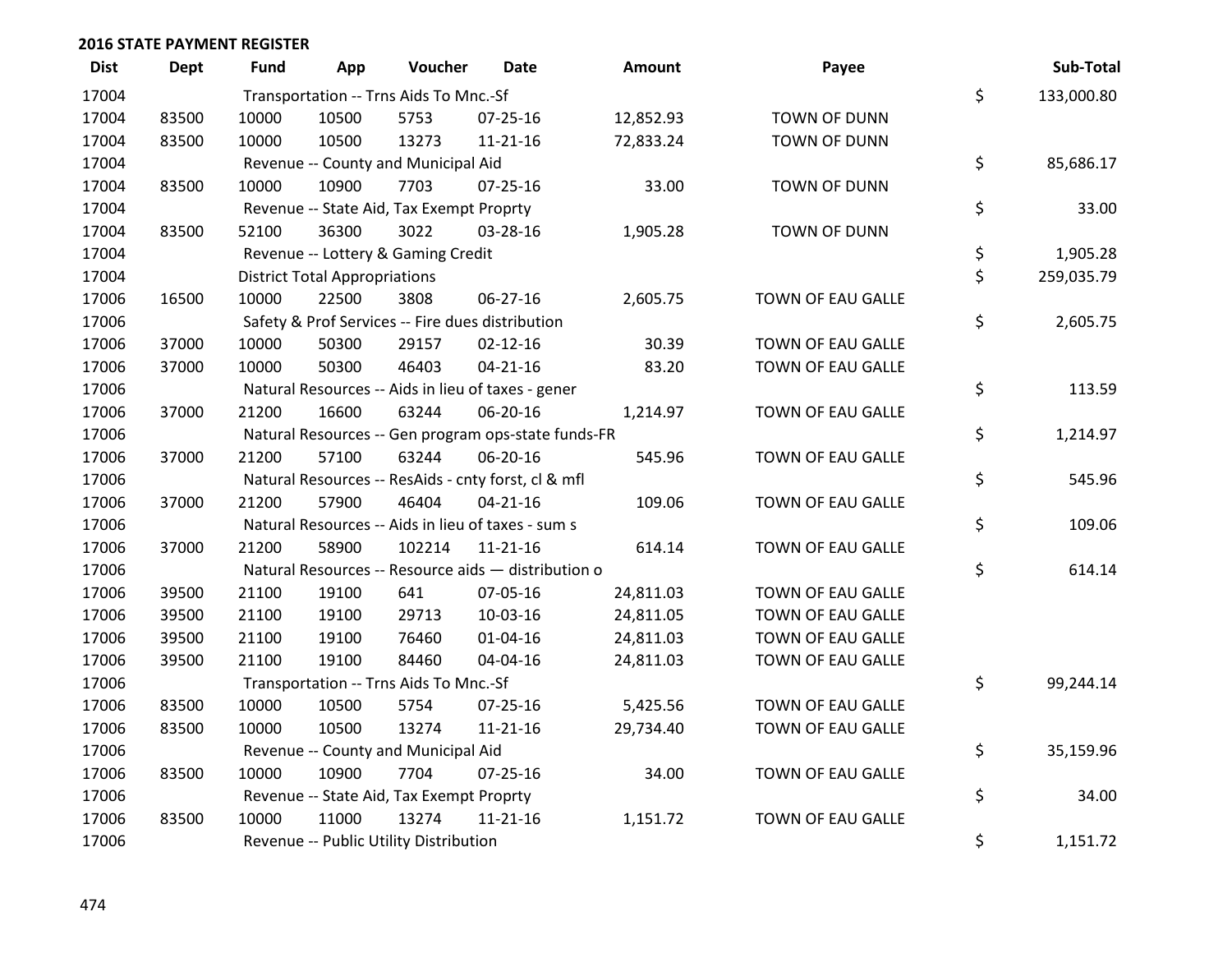## 2016 STATE PAYMENT REGISTER

| Dist | Dept | Fund | App | Voucher | Date | Amount | Payee | | Sub-Total |
|---|---|---|---|---|---|---|---|---|---|
| 17004 | | Transportation -- Trns Aids To Mnc.-Sf | | | | | | $ | 133,000.80 |
| 17004 | 83500 | 10000 | 10500 | 5753 | 07-25-16 | 12,852.93 | TOWN OF DUNN | | |
| 17004 | 83500 | 10000 | 10500 | 13273 | 11-21-16 | 72,833.24 | TOWN OF DUNN | | |
| 17004 | | Revenue -- County and Municipal Aid | | | | | | $ | 85,686.17 |
| 17004 | 83500 | 10000 | 10900 | 7703 | 07-25-16 | 33.00 | TOWN OF DUNN | | |
| 17004 | | Revenue -- State Aid, Tax Exempt Proprty | | | | | | $ | 33.00 |
| 17004 | 83500 | 52100 | 36300 | 3022 | 03-28-16 | 1,905.28 | TOWN OF DUNN | | |
| 17004 | | Revenue -- Lottery & Gaming Credit | | | | | | $ | 1,905.28 |
| 17004 | | District Total Appropriations | | | | | | $ | 259,035.79 |
| 17006 | 16500 | 10000 | 22500 | 3808 | 06-27-16 | 2,605.75 | TOWN OF EAU GALLE | | |
| 17006 | | Safety & Prof Services -- Fire dues distribution | | | | | | $ | 2,605.75 |
| 17006 | 37000 | 10000 | 50300 | 29157 | 02-12-16 | 30.39 | TOWN OF EAU GALLE | | |
| 17006 | 37000 | 10000 | 50300 | 46403 | 04-21-16 | 83.20 | TOWN OF EAU GALLE | | |
| 17006 | | Natural Resources -- Aids in lieu of taxes - gener | | | | | | $ | 113.59 |
| 17006 | 37000 | 21200 | 16600 | 63244 | 06-20-16 | 1,214.97 | TOWN OF EAU GALLE | | |
| 17006 | | Natural Resources -- Gen program ops-state funds-FR | | | | | | $ | 1,214.97 |
| 17006 | 37000 | 21200 | 57100 | 63244 | 06-20-16 | 545.96 | TOWN OF EAU GALLE | | |
| 17006 | | Natural Resources -- ResAids - cnty forst, cl & mfl | | | | | | $ | 545.96 |
| 17006 | 37000 | 21200 | 57900 | 46404 | 04-21-16 | 109.06 | TOWN OF EAU GALLE | | |
| 17006 | | Natural Resources -- Aids in lieu of taxes - sum s | | | | | | $ | 109.06 |
| 17006 | 37000 | 21200 | 58900 | 102214 | 11-21-16 | 614.14 | TOWN OF EAU GALLE | | |
| 17006 | | Natural Resources -- Resource aids — distribution o | | | | | | $ | 614.14 |
| 17006 | 39500 | 21100 | 19100 | 641 | 07-05-16 | 24,811.03 | TOWN OF EAU GALLE | | |
| 17006 | 39500 | 21100 | 19100 | 29713 | 10-03-16 | 24,811.05 | TOWN OF EAU GALLE | | |
| 17006 | 39500 | 21100 | 19100 | 76460 | 01-04-16 | 24,811.03 | TOWN OF EAU GALLE | | |
| 17006 | 39500 | 21100 | 19100 | 84460 | 04-04-16 | 24,811.03 | TOWN OF EAU GALLE | | |
| 17006 | | Transportation -- Trns Aids To Mnc.-Sf | | | | | | $ | 99,244.14 |
| 17006 | 83500 | 10000 | 10500 | 5754 | 07-25-16 | 5,425.56 | TOWN OF EAU GALLE | | |
| 17006 | 83500 | 10000 | 10500 | 13274 | 11-21-16 | 29,734.40 | TOWN OF EAU GALLE | | |
| 17006 | | Revenue -- County and Municipal Aid | | | | | | $ | 35,159.96 |
| 17006 | 83500 | 10000 | 10900 | 7704 | 07-25-16 | 34.00 | TOWN OF EAU GALLE | | |
| 17006 | | Revenue -- State Aid, Tax Exempt Proprty | | | | | | $ | 34.00 |
| 17006 | 83500 | 10000 | 11000 | 13274 | 11-21-16 | 1,151.72 | TOWN OF EAU GALLE | | |
| 17006 | | Revenue -- Public Utility Distribution | | | | | | $ | 1,151.72 |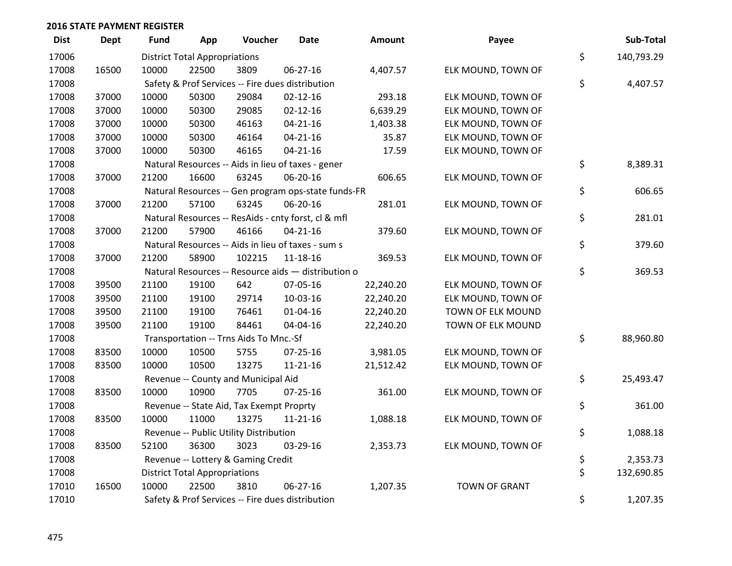## 2016 STATE PAYMENT REGISTER

| Dist | Dept | Fund | App | Voucher | Date | Amount | Payee | | Sub-Total |
|---|---|---|---|---|---|---|---|---|---|
| 17006 | | District Total Appropriations | | | | | | $ | 140,793.29 |
| 17008 | 16500 | 10000 | 22500 | 3809 | 06-27-16 | 4,407.57 | ELK MOUND, TOWN OF | | |
| 17008 | | Safety & Prof Services -- Fire dues distribution | | | | | | $ | 4,407.57 |
| 17008 | 37000 | 10000 | 50300 | 29084 | 02-12-16 | 293.18 | ELK MOUND, TOWN OF | | |
| 17008 | 37000 | 10000 | 50300 | 29085 | 02-12-16 | 6,639.29 | ELK MOUND, TOWN OF | | |
| 17008 | 37000 | 10000 | 50300 | 46163 | 04-21-16 | 1,403.38 | ELK MOUND, TOWN OF | | |
| 17008 | 37000 | 10000 | 50300 | 46164 | 04-21-16 | 35.87 | ELK MOUND, TOWN OF | | |
| 17008 | 37000 | 10000 | 50300 | 46165 | 04-21-16 | 17.59 | ELK MOUND, TOWN OF | | |
| 17008 | | Natural Resources -- Aids in lieu of taxes - gener | | | | | | $ | 8,389.31 |
| 17008 | 37000 | 21200 | 16600 | 63245 | 06-20-16 | 606.65 | ELK MOUND, TOWN OF | | |
| 17008 | | Natural Resources -- Gen program ops-state funds-FR | | | | | | $ | 606.65 |
| 17008 | 37000 | 21200 | 57100 | 63245 | 06-20-16 | 281.01 | ELK MOUND, TOWN OF | | |
| 17008 | | Natural Resources -- ResAids - cnty forst, cl & mfl | | | | | | $ | 281.01 |
| 17008 | 37000 | 21200 | 57900 | 46166 | 04-21-16 | 379.60 | ELK MOUND, TOWN OF | | |
| 17008 | | Natural Resources -- Aids in lieu of taxes - sum s | | | | | | $ | 379.60 |
| 17008 | 37000 | 21200 | 58900 | 102215 | 11-18-16 | 369.53 | ELK MOUND, TOWN OF | | |
| 17008 | | Natural Resources -- Resource aids — distribution o | | | | | | $ | 369.53 |
| 17008 | 39500 | 21100 | 19100 | 642 | 07-05-16 | 22,240.20 | ELK MOUND, TOWN OF | | |
| 17008 | 39500 | 21100 | 19100 | 29714 | 10-03-16 | 22,240.20 | ELK MOUND, TOWN OF | | |
| 17008 | 39500 | 21100 | 19100 | 76461 | 01-04-16 | 22,240.20 | TOWN OF ELK MOUND | | |
| 17008 | 39500 | 21100 | 19100 | 84461 | 04-04-16 | 22,240.20 | TOWN OF ELK MOUND | | |
| 17008 | | Transportation -- Trns Aids To Mnc.-Sf | | | | | | $ | 88,960.80 |
| 17008 | 83500 | 10000 | 10500 | 5755 | 07-25-16 | 3,981.05 | ELK MOUND, TOWN OF | | |
| 17008 | 83500 | 10000 | 10500 | 13275 | 11-21-16 | 21,512.42 | ELK MOUND, TOWN OF | | |
| 17008 | | Revenue -- County and Municipal Aid | | | | | | $ | 25,493.47 |
| 17008 | 83500 | 10000 | 10900 | 7705 | 07-25-16 | 361.00 | ELK MOUND, TOWN OF | | |
| 17008 | | Revenue -- State Aid, Tax Exempt Proprty | | | | | | $ | 361.00 |
| 17008 | 83500 | 10000 | 11000 | 13275 | 11-21-16 | 1,088.18 | ELK MOUND, TOWN OF | | |
| 17008 | | Revenue -- Public Utility Distribution | | | | | | $ | 1,088.18 |
| 17008 | 83500 | 52100 | 36300 | 3023 | 03-29-16 | 2,353.73 | ELK MOUND, TOWN OF | | |
| 17008 | | Revenue -- Lottery & Gaming Credit | | | | | | $ | 2,353.73 |
| 17008 | | District Total Appropriations | | | | | | $ | 132,690.85 |
| 17010 | 16500 | 10000 | 22500 | 3810 | 06-27-16 | 1,207.35 | TOWN OF GRANT | | |
| 17010 | | Safety & Prof Services -- Fire dues distribution | | | | | | $ | 1,207.35 |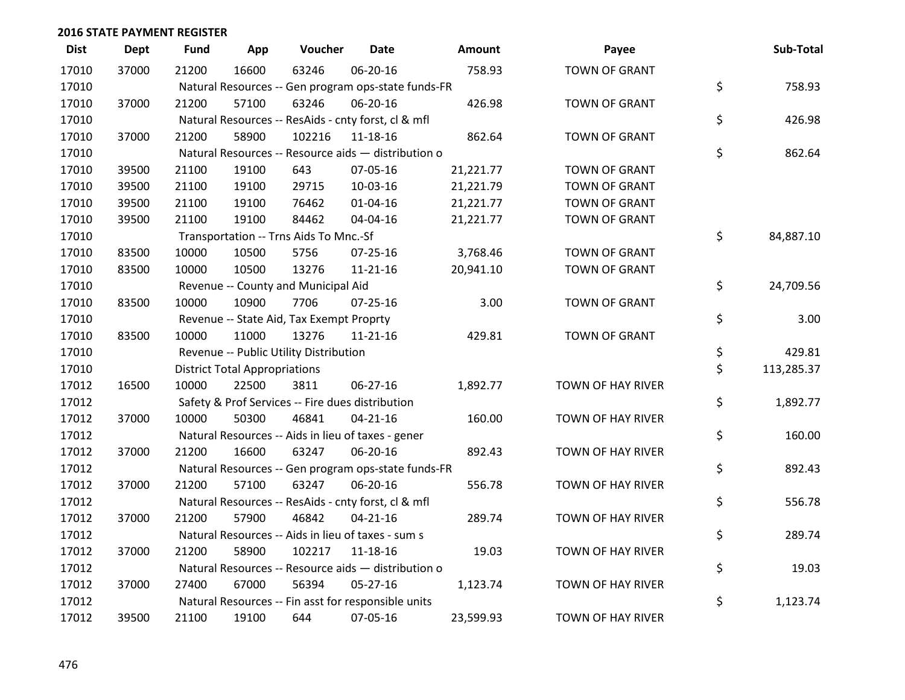**2016 STATE PAYMENT REGISTER**

| Dist | Dept | Fund | App | Voucher | Date | Amount | Payee | Sub-Total |
|---|---|---|---|---|---|---|---|---|
| 17010 | 37000 | 21200 | 16600 | 63246 | 06-20-16 | 758.93 | TOWN OF GRANT | |
| 17010 | | Natural Resources -- Gen program ops-state funds-FR | | | | | | $ 758.93 |
| 17010 | 37000 | 21200 | 57100 | 63246 | 06-20-16 | 426.98 | TOWN OF GRANT | |
| 17010 | | Natural Resources -- ResAids - cnty forst, cl & mfl | | | | | | $ 426.98 |
| 17010 | 37000 | 21200 | 58900 | 102216 | 11-18-16 | 862.64 | TOWN OF GRANT | |
| 17010 | | Natural Resources -- Resource aids — distribution o | | | | | | $ 862.64 |
| 17010 | 39500 | 21100 | 19100 | 643 | 07-05-16 | 21,221.77 | TOWN OF GRANT | |
| 17010 | 39500 | 21100 | 19100 | 29715 | 10-03-16 | 21,221.79 | TOWN OF GRANT | |
| 17010 | 39500 | 21100 | 19100 | 76462 | 01-04-16 | 21,221.77 | TOWN OF GRANT | |
| 17010 | 39500 | 21100 | 19100 | 84462 | 04-04-16 | 21,221.77 | TOWN OF GRANT | |
| 17010 | | Transportation -- Trns Aids To Mnc.-Sf | | | | | | $ 84,887.10 |
| 17010 | 83500 | 10000 | 10500 | 5756 | 07-25-16 | 3,768.46 | TOWN OF GRANT | |
| 17010 | 83500 | 10000 | 10500 | 13276 | 11-21-16 | 20,941.10 | TOWN OF GRANT | |
| 17010 | | Revenue -- County and Municipal Aid | | | | | | $ 24,709.56 |
| 17010 | 83500 | 10000 | 10900 | 7706 | 07-25-16 | 3.00 | TOWN OF GRANT | |
| 17010 | | Revenue -- State Aid, Tax Exempt Proprty | | | | | | $ 3.00 |
| 17010 | 83500 | 10000 | 11000 | 13276 | 11-21-16 | 429.81 | TOWN OF GRANT | |
| 17010 | | Revenue -- Public Utility Distribution | | | | | | $ 429.81 |
| 17010 | | District Total Appropriations | | | | | | $ 113,285.37 |
| 17012 | 16500 | 10000 | 22500 | 3811 | 06-27-16 | 1,892.77 | TOWN OF HAY RIVER | |
| 17012 | | Safety & Prof Services -- Fire dues distribution | | | | | | $ 1,892.77 |
| 17012 | 37000 | 10000 | 50300 | 46841 | 04-21-16 | 160.00 | TOWN OF HAY RIVER | |
| 17012 | | Natural Resources -- Aids in lieu of taxes - gener | | | | | | $ 160.00 |
| 17012 | 37000 | 21200 | 16600 | 63247 | 06-20-16 | 892.43 | TOWN OF HAY RIVER | |
| 17012 | | Natural Resources -- Gen program ops-state funds-FR | | | | | | $ 892.43 |
| 17012 | 37000 | 21200 | 57100 | 63247 | 06-20-16 | 556.78 | TOWN OF HAY RIVER | |
| 17012 | | Natural Resources -- ResAids - cnty forst, cl & mfl | | | | | | $ 556.78 |
| 17012 | 37000 | 21200 | 57900 | 46842 | 04-21-16 | 289.74 | TOWN OF HAY RIVER | |
| 17012 | | Natural Resources -- Aids in lieu of taxes - sum s | | | | | | $ 289.74 |
| 17012 | 37000 | 21200 | 58900 | 102217 | 11-18-16 | 19.03 | TOWN OF HAY RIVER | |
| 17012 | | Natural Resources -- Resource aids — distribution o | | | | | | $ 19.03 |
| 17012 | 37000 | 27400 | 67000 | 56394 | 05-27-16 | 1,123.74 | TOWN OF HAY RIVER | |
| 17012 | | Natural Resources -- Fin asst for responsible units | | | | | | $ 1,123.74 |
| 17012 | 39500 | 21100 | 19100 | 644 | 07-05-16 | 23,599.93 | TOWN OF HAY RIVER | |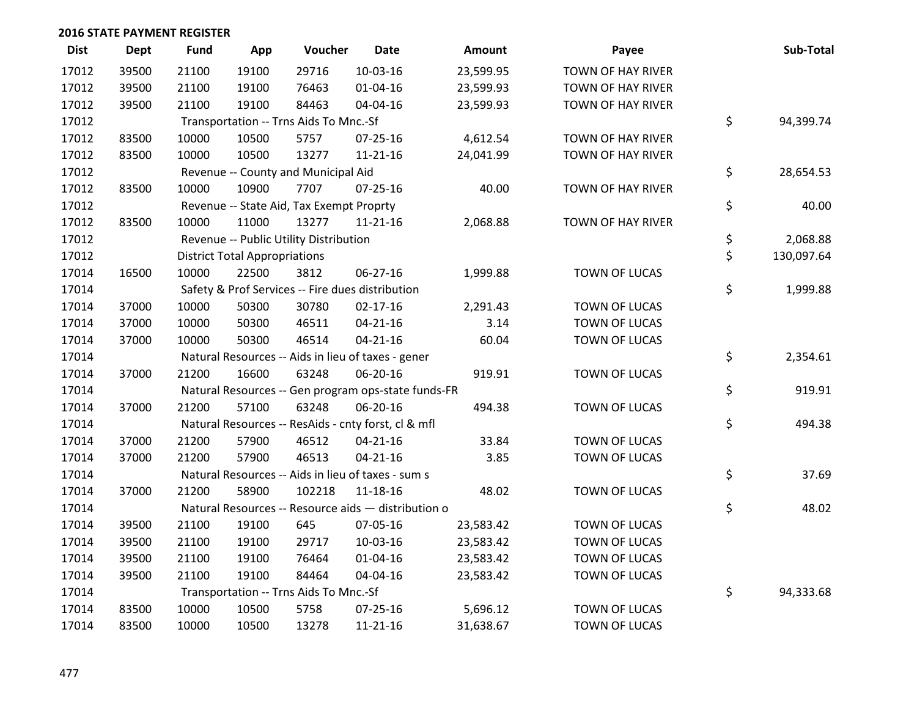## 2016 STATE PAYMENT REGISTER

| Dist | Dept | Fund | App | Voucher | Date | Amount | Payee | Sub-Total |
|---|---|---|---|---|---|---|---|---|
| 17012 | 39500 | 21100 | 19100 | 29716 | 10-03-16 | 23,599.95 | TOWN OF HAY RIVER | |
| 17012 | 39500 | 21100 | 19100 | 76463 | 01-04-16 | 23,599.93 | TOWN OF HAY RIVER | |
| 17012 | 39500 | 21100 | 19100 | 84463 | 04-04-16 | 23,599.93 | TOWN OF HAY RIVER | |
| 17012 | | Transportation -- Trns Aids To Mnc.-Sf | | | | | | $ 94,399.74 |
| 17012 | 83500 | 10000 | 10500 | 5757 | 07-25-16 | 4,612.54 | TOWN OF HAY RIVER | |
| 17012 | 83500 | 10000 | 10500 | 13277 | 11-21-16 | 24,041.99 | TOWN OF HAY RIVER | |
| 17012 | | Revenue -- County and Municipal Aid | | | | | | $ 28,654.53 |
| 17012 | 83500 | 10000 | 10900 | 7707 | 07-25-16 | 40.00 | TOWN OF HAY RIVER | |
| 17012 | | Revenue -- State Aid, Tax Exempt Proprty | | | | | | $ 40.00 |
| 17012 | 83500 | 10000 | 11000 | 13277 | 11-21-16 | 2,068.88 | TOWN OF HAY RIVER | |
| 17012 | | Revenue -- Public Utility Distribution | | | | | | $ 2,068.88 |
| 17012 | | District Total Appropriations | | | | | | $ 130,097.64 |
| 17014 | 16500 | 10000 | 22500 | 3812 | 06-27-16 | 1,999.88 | TOWN OF LUCAS | |
| 17014 | | Safety & Prof Services -- Fire dues distribution | | | | | | $ 1,999.88 |
| 17014 | 37000 | 10000 | 50300 | 30780 | 02-17-16 | 2,291.43 | TOWN OF LUCAS | |
| 17014 | 37000 | 10000 | 50300 | 46511 | 04-21-16 | 3.14 | TOWN OF LUCAS | |
| 17014 | 37000 | 10000 | 50300 | 46514 | 04-21-16 | 60.04 | TOWN OF LUCAS | |
| 17014 | | Natural Resources -- Aids in lieu of taxes - gener | | | | | | $ 2,354.61 |
| 17014 | 37000 | 21200 | 16600 | 63248 | 06-20-16 | 919.91 | TOWN OF LUCAS | |
| 17014 | | Natural Resources -- Gen program ops-state funds-FR | | | | | | $ 919.91 |
| 17014 | 37000 | 21200 | 57100 | 63248 | 06-20-16 | 494.38 | TOWN OF LUCAS | |
| 17014 | | Natural Resources -- ResAids - cnty forst, cl & mfl | | | | | | $ 494.38 |
| 17014 | 37000 | 21200 | 57900 | 46512 | 04-21-16 | 33.84 | TOWN OF LUCAS | |
| 17014 | 37000 | 21200 | 57900 | 46513 | 04-21-16 | 3.85 | TOWN OF LUCAS | |
| 17014 | | Natural Resources -- Aids in lieu of taxes - sum s | | | | | | $ 37.69 |
| 17014 | 37000 | 21200 | 58900 | 102218 | 11-18-16 | 48.02 | TOWN OF LUCAS | |
| 17014 | | Natural Resources -- Resource aids — distribution o | | | | | | $ 48.02 |
| 17014 | 39500 | 21100 | 19100 | 645 | 07-05-16 | 23,583.42 | TOWN OF LUCAS | |
| 17014 | 39500 | 21100 | 19100 | 29717 | 10-03-16 | 23,583.42 | TOWN OF LUCAS | |
| 17014 | 39500 | 21100 | 19100 | 76464 | 01-04-16 | 23,583.42 | TOWN OF LUCAS | |
| 17014 | 39500 | 21100 | 19100 | 84464 | 04-04-16 | 23,583.42 | TOWN OF LUCAS | |
| 17014 | | Transportation -- Trns Aids To Mnc.-Sf | | | | | | $ 94,333.68 |
| 17014 | 83500 | 10000 | 10500 | 5758 | 07-25-16 | 5,696.12 | TOWN OF LUCAS | |
| 17014 | 83500 | 10000 | 10500 | 13278 | 11-21-16 | 31,638.67 | TOWN OF LUCAS | |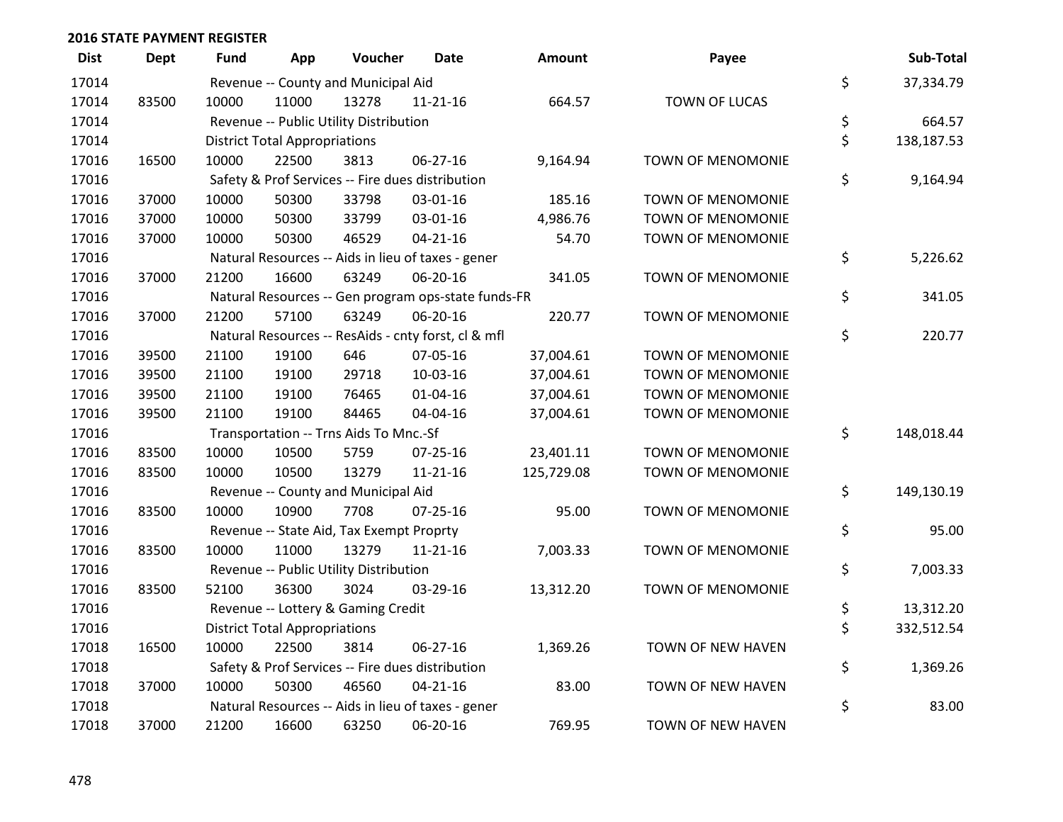## 2016 STATE PAYMENT REGISTER

| Dist | Dept | Fund | App | Voucher | Date | Amount | Payee | | Sub-Total |
|---|---|---|---|---|---|---|---|---|---|
| 17014 | | Revenue -- County and Municipal Aid | | | | | | $ | 37,334.79 |
| 17014 | 83500 | 10000 | 11000 | 13278 | 11-21-16 | 664.57 | TOWN OF LUCAS | | |
| 17014 | | Revenue -- Public Utility Distribution | | | | | | $ | 664.57 |
| 17014 | | District Total Appropriations | | | | | | $ | 138,187.53 |
| 17016 | 16500 | 10000 | 22500 | 3813 | 06-27-16 | 9,164.94 | TOWN OF MENOMONIE | | |
| 17016 | | Safety & Prof Services -- Fire dues distribution | | | | | | $ | 9,164.94 |
| 17016 | 37000 | 10000 | 50300 | 33798 | 03-01-16 | 185.16 | TOWN OF MENOMONIE | | |
| 17016 | 37000 | 10000 | 50300 | 33799 | 03-01-16 | 4,986.76 | TOWN OF MENOMONIE | | |
| 17016 | 37000 | 10000 | 50300 | 46529 | 04-21-16 | 54.70 | TOWN OF MENOMONIE | | |
| 17016 | | Natural Resources -- Aids in lieu of taxes - gener | | | | | | $ | 5,226.62 |
| 17016 | 37000 | 21200 | 16600 | 63249 | 06-20-16 | 341.05 | TOWN OF MENOMONIE | | |
| 17016 | | Natural Resources -- Gen program ops-state funds-FR | | | | | | $ | 341.05 |
| 17016 | 37000 | 21200 | 57100 | 63249 | 06-20-16 | 220.77 | TOWN OF MENOMONIE | | |
| 17016 | | Natural Resources -- ResAids - cnty forst, cl & mfl | | | | | | $ | 220.77 |
| 17016 | 39500 | 21100 | 19100 | 646 | 07-05-16 | 37,004.61 | TOWN OF MENOMONIE | | |
| 17016 | 39500 | 21100 | 19100 | 29718 | 10-03-16 | 37,004.61 | TOWN OF MENOMONIE | | |
| 17016 | 39500 | 21100 | 19100 | 76465 | 01-04-16 | 37,004.61 | TOWN OF MENOMONIE | | |
| 17016 | 39500 | 21100 | 19100 | 84465 | 04-04-16 | 37,004.61 | TOWN OF MENOMONIE | | |
| 17016 | | Transportation -- Trns Aids To Mnc.-Sf | | | | | | $ | 148,018.44 |
| 17016 | 83500 | 10000 | 10500 | 5759 | 07-25-16 | 23,401.11 | TOWN OF MENOMONIE | | |
| 17016 | 83500 | 10000 | 10500 | 13279 | 11-21-16 | 125,729.08 | TOWN OF MENOMONIE | | |
| 17016 | | Revenue -- County and Municipal Aid | | | | | | $ | 149,130.19 |
| 17016 | 83500 | 10000 | 10900 | 7708 | 07-25-16 | 95.00 | TOWN OF MENOMONIE | | |
| 17016 | | Revenue -- State Aid, Tax Exempt Proprty | | | | | | $ | 95.00 |
| 17016 | 83500 | 10000 | 11000 | 13279 | 11-21-16 | 7,003.33 | TOWN OF MENOMONIE | | |
| 17016 | | Revenue -- Public Utility Distribution | | | | | | $ | 7,003.33 |
| 17016 | 83500 | 52100 | 36300 | 3024 | 03-29-16 | 13,312.20 | TOWN OF MENOMONIE | | |
| 17016 | | Revenue -- Lottery & Gaming Credit | | | | | | $ | 13,312.20 |
| 17016 | | District Total Appropriations | | | | | | $ | 332,512.54 |
| 17018 | 16500 | 10000 | 22500 | 3814 | 06-27-16 | 1,369.26 | TOWN OF NEW HAVEN | | |
| 17018 | | Safety & Prof Services -- Fire dues distribution | | | | | | $ | 1,369.26 |
| 17018 | 37000 | 10000 | 50300 | 46560 | 04-21-16 | 83.00 | TOWN OF NEW HAVEN | | |
| 17018 | | Natural Resources -- Aids in lieu of taxes - gener | | | | | | $ | 83.00 |
| 17018 | 37000 | 21200 | 16600 | 63250 | 06-20-16 | 769.95 | TOWN OF NEW HAVEN | | |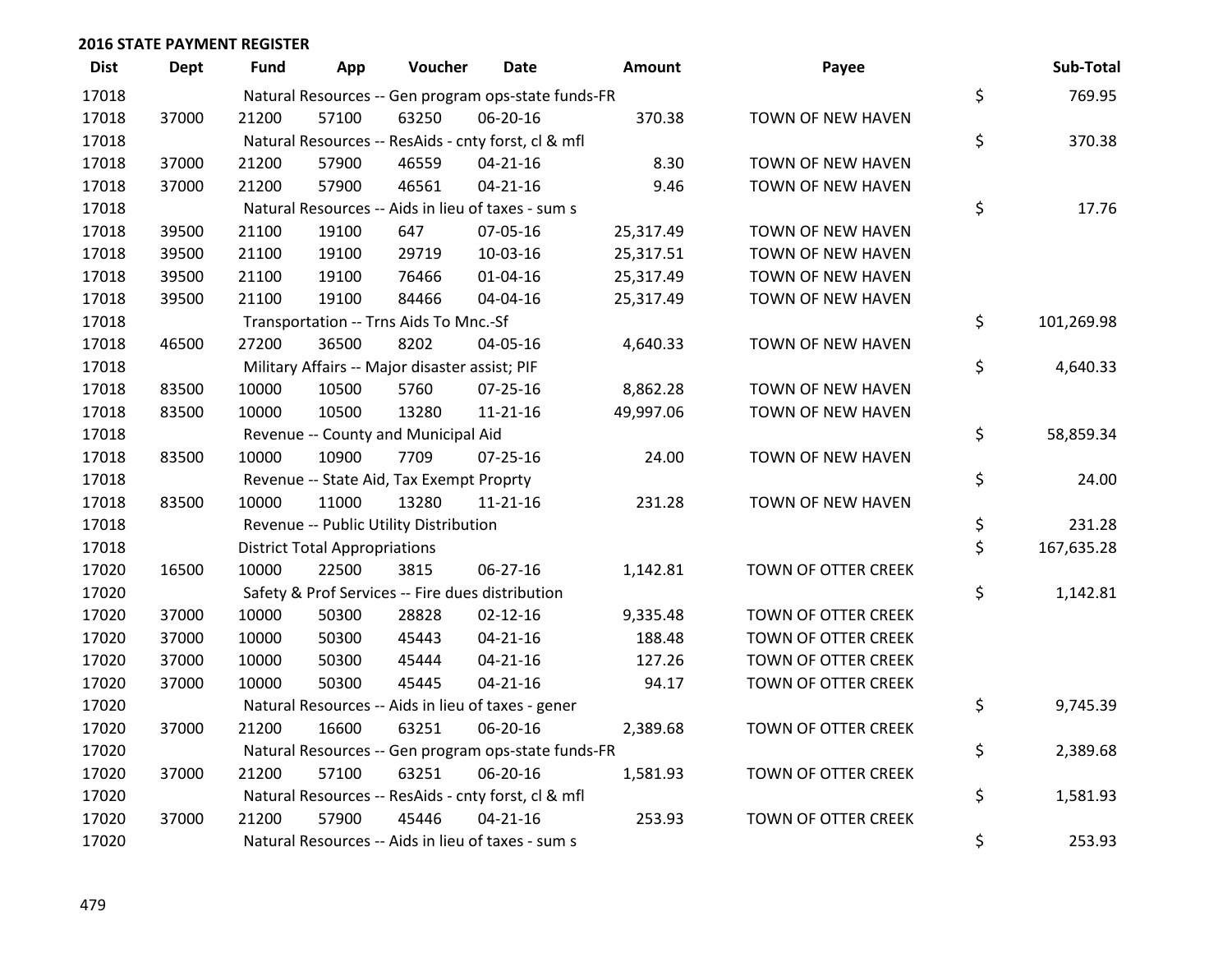## 2016 STATE PAYMENT REGISTER

| Dist | Dept | Fund | App | Voucher | Date | Amount | Payee | Sub-Total |
|---|---|---|---|---|---|---|---|---|
| 17018 | | Natural Resources -- Gen program ops-state funds-FR | | | | | | $ 769.95 |
| 17018 | 37000 | 21200 | 57100 | 63250 | 06-20-16 | 370.38 | TOWN OF NEW HAVEN | |
| 17018 | | Natural Resources -- ResAids - cnty forst, cl & mfl | | | | | | $ 370.38 |
| 17018 | 37000 | 21200 | 57900 | 46559 | 04-21-16 | 8.30 | TOWN OF NEW HAVEN | |
| 17018 | 37000 | 21200 | 57900 | 46561 | 04-21-16 | 9.46 | TOWN OF NEW HAVEN | |
| 17018 | | Natural Resources -- Aids in lieu of taxes - sum s | | | | | | $ 17.76 |
| 17018 | 39500 | 21100 | 19100 | 647 | 07-05-16 | 25,317.49 | TOWN OF NEW HAVEN | |
| 17018 | 39500 | 21100 | 19100 | 29719 | 10-03-16 | 25,317.51 | TOWN OF NEW HAVEN | |
| 17018 | 39500 | 21100 | 19100 | 76466 | 01-04-16 | 25,317.49 | TOWN OF NEW HAVEN | |
| 17018 | 39500 | 21100 | 19100 | 84466 | 04-04-16 | 25,317.49 | TOWN OF NEW HAVEN | |
| 17018 | | Transportation -- Trns Aids To Mnc.-Sf | | | | | | $ 101,269.98 |
| 17018 | 46500 | 27200 | 36500 | 8202 | 04-05-16 | 4,640.33 | TOWN OF NEW HAVEN | |
| 17018 | | Military Affairs -- Major disaster assist; PIF | | | | | | $ 4,640.33 |
| 17018 | 83500 | 10000 | 10500 | 5760 | 07-25-16 | 8,862.28 | TOWN OF NEW HAVEN | |
| 17018 | 83500 | 10000 | 10500 | 13280 | 11-21-16 | 49,997.06 | TOWN OF NEW HAVEN | |
| 17018 | | Revenue -- County and Municipal Aid | | | | | | $ 58,859.34 |
| 17018 | 83500 | 10000 | 10900 | 7709 | 07-25-16 | 24.00 | TOWN OF NEW HAVEN | |
| 17018 | | Revenue -- State Aid, Tax Exempt Proprty | | | | | | $ 24.00 |
| 17018 | 83500 | 10000 | 11000 | 13280 | 11-21-16 | 231.28 | TOWN OF NEW HAVEN | |
| 17018 | | Revenue -- Public Utility Distribution | | | | | | $ 231.28 |
| 17018 | | District Total Appropriations | | | | | | $ 167,635.28 |
| 17020 | 16500 | 10000 | 22500 | 3815 | 06-27-16 | 1,142.81 | TOWN OF OTTER CREEK | |
| 17020 | | Safety & Prof Services -- Fire dues distribution | | | | | | $ 1,142.81 |
| 17020 | 37000 | 10000 | 50300 | 28828 | 02-12-16 | 9,335.48 | TOWN OF OTTER CREEK | |
| 17020 | 37000 | 10000 | 50300 | 45443 | 04-21-16 | 188.48 | TOWN OF OTTER CREEK | |
| 17020 | 37000 | 10000 | 50300 | 45444 | 04-21-16 | 127.26 | TOWN OF OTTER CREEK | |
| 17020 | 37000 | 10000 | 50300 | 45445 | 04-21-16 | 94.17 | TOWN OF OTTER CREEK | |
| 17020 | | Natural Resources -- Aids in lieu of taxes - gener | | | | | | $ 9,745.39 |
| 17020 | 37000 | 21200 | 16600 | 63251 | 06-20-16 | 2,389.68 | TOWN OF OTTER CREEK | |
| 17020 | | Natural Resources -- Gen program ops-state funds-FR | | | | | | $ 2,389.68 |
| 17020 | 37000 | 21200 | 57100 | 63251 | 06-20-16 | 1,581.93 | TOWN OF OTTER CREEK | |
| 17020 | | Natural Resources -- ResAids - cnty forst, cl & mfl | | | | | | $ 1,581.93 |
| 17020 | 37000 | 21200 | 57900 | 45446 | 04-21-16 | 253.93 | TOWN OF OTTER CREEK | |
| 17020 | | Natural Resources -- Aids in lieu of taxes - sum s | | | | | | $ 253.93 |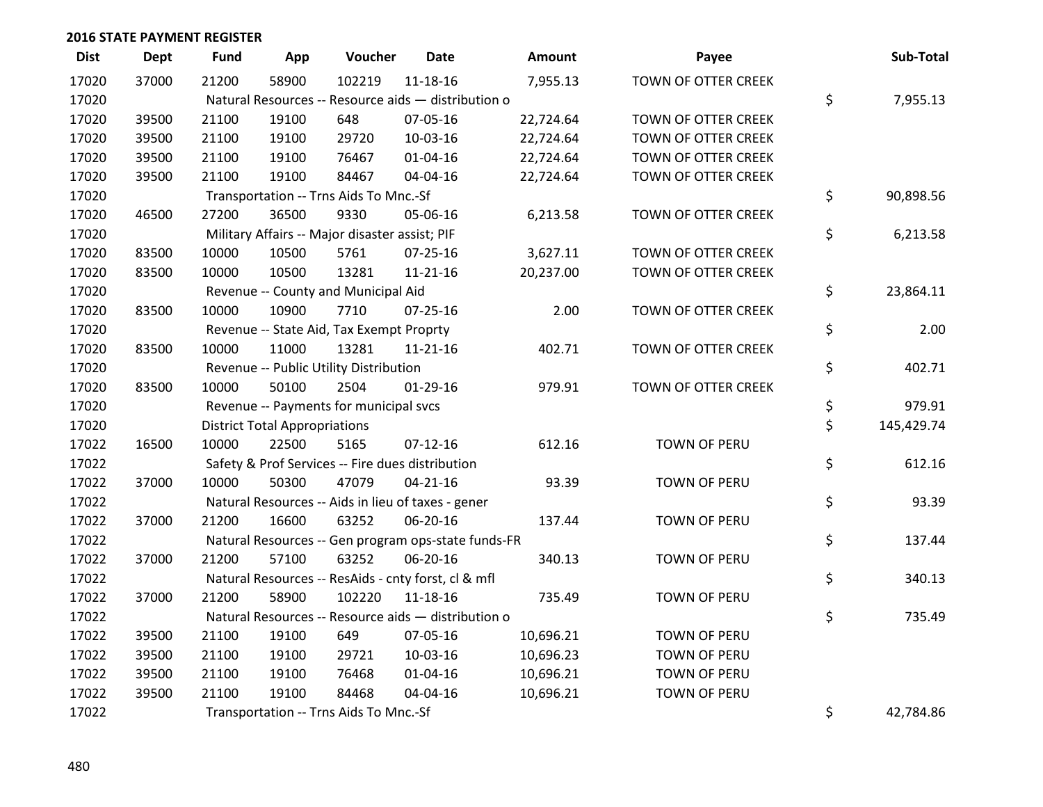## 2016 STATE PAYMENT REGISTER

| Dist | Dept | Fund | App | Voucher | Date | Amount | Payee | Sub-Total |
|---|---|---|---|---|---|---|---|---|
| 17020 | 37000 | 21200 | 58900 | 102219 | 11-18-16 | 7,955.13 | TOWN OF OTTER CREEK | |
| 17020 | | Natural Resources -- Resource aids — distribution o | | | | | | $ 7,955.13 |
| 17020 | 39500 | 21100 | 19100 | 648 | 07-05-16 | 22,724.64 | TOWN OF OTTER CREEK | |
| 17020 | 39500 | 21100 | 19100 | 29720 | 10-03-16 | 22,724.64 | TOWN OF OTTER CREEK | |
| 17020 | 39500 | 21100 | 19100 | 76467 | 01-04-16 | 22,724.64 | TOWN OF OTTER CREEK | |
| 17020 | 39500 | 21100 | 19100 | 84467 | 04-04-16 | 22,724.64 | TOWN OF OTTER CREEK | |
| 17020 | | Transportation -- Trns Aids To Mnc.-Sf | | | | | | $ 90,898.56 |
| 17020 | 46500 | 27200 | 36500 | 9330 | 05-06-16 | 6,213.58 | TOWN OF OTTER CREEK | |
| 17020 | | Military Affairs -- Major disaster assist; PIF | | | | | | $ 6,213.58 |
| 17020 | 83500 | 10000 | 10500 | 5761 | 07-25-16 | 3,627.11 | TOWN OF OTTER CREEK | |
| 17020 | 83500 | 10000 | 10500 | 13281 | 11-21-16 | 20,237.00 | TOWN OF OTTER CREEK | |
| 17020 | | Revenue -- County and Municipal Aid | | | | | | $ 23,864.11 |
| 17020 | 83500 | 10000 | 10900 | 7710 | 07-25-16 | 2.00 | TOWN OF OTTER CREEK | |
| 17020 | | Revenue -- State Aid, Tax Exempt Proprty | | | | | | $ 2.00 |
| 17020 | 83500 | 10000 | 11000 | 13281 | 11-21-16 | 402.71 | TOWN OF OTTER CREEK | |
| 17020 | | Revenue -- Public Utility Distribution | | | | | | $ 402.71 |
| 17020 | 83500 | 10000 | 50100 | 2504 | 01-29-16 | 979.91 | TOWN OF OTTER CREEK | |
| 17020 | | Revenue -- Payments for municipal svcs | | | | | | $ 979.91 |
| 17020 | | District Total Appropriations | | | | | | $ 145,429.74 |
| 17022 | 16500 | 10000 | 22500 | 5165 | 07-12-16 | 612.16 | TOWN OF PERU | |
| 17022 | | Safety & Prof Services -- Fire dues distribution | | | | | | $ 612.16 |
| 17022 | 37000 | 10000 | 50300 | 47079 | 04-21-16 | 93.39 | TOWN OF PERU | |
| 17022 | | Natural Resources -- Aids in lieu of taxes - gener | | | | | | $ 93.39 |
| 17022 | 37000 | 21200 | 16600 | 63252 | 06-20-16 | 137.44 | TOWN OF PERU | |
| 17022 | | Natural Resources -- Gen program ops-state funds-FR | | | | | | $ 137.44 |
| 17022 | 37000 | 21200 | 57100 | 63252 | 06-20-16 | 340.13 | TOWN OF PERU | |
| 17022 | | Natural Resources -- ResAids - cnty forst, cl & mfl | | | | | | $ 340.13 |
| 17022 | 37000 | 21200 | 58900 | 102220 | 11-18-16 | 735.49 | TOWN OF PERU | |
| 17022 | | Natural Resources -- Resource aids — distribution o | | | | | | $ 735.49 |
| 17022 | 39500 | 21100 | 19100 | 649 | 07-05-16 | 10,696.21 | TOWN OF PERU | |
| 17022 | 39500 | 21100 | 19100 | 29721 | 10-03-16 | 10,696.23 | TOWN OF PERU | |
| 17022 | 39500 | 21100 | 19100 | 76468 | 01-04-16 | 10,696.21 | TOWN OF PERU | |
| 17022 | 39500 | 21100 | 19100 | 84468 | 04-04-16 | 10,696.21 | TOWN OF PERU | |
| 17022 | | Transportation -- Trns Aids To Mnc.-Sf | | | | | | $ 42,784.86 |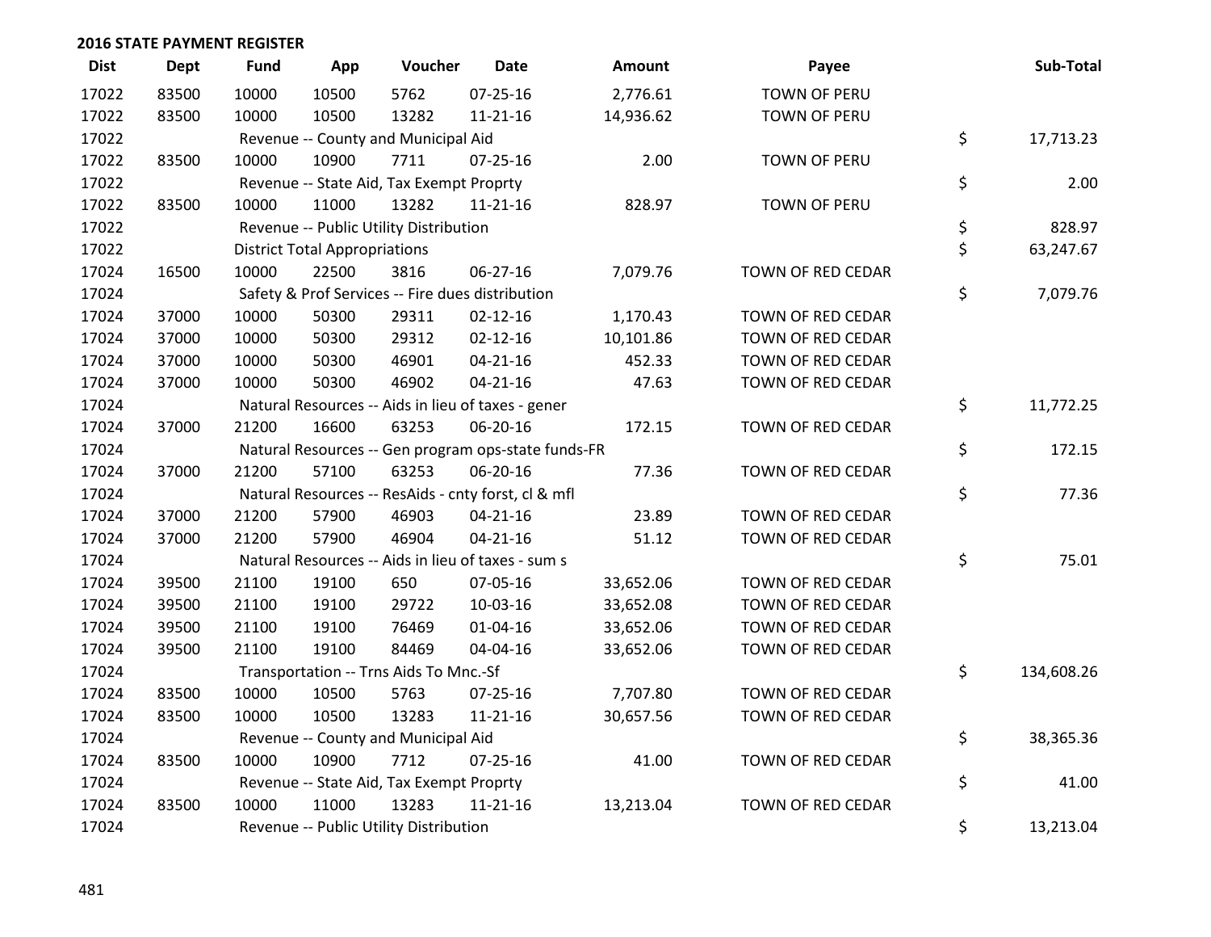## 2016 STATE PAYMENT REGISTER

| Dist | Dept | Fund | App | Voucher | Date | Amount | Payee | Sub-Total |
|---|---|---|---|---|---|---|---|---|
| 17022 | 83500 | 10000 | 10500 | 5762 | 07-25-16 | 2,776.61 | TOWN OF PERU | |
| 17022 | 83500 | 10000 | 10500 | 13282 | 11-21-16 | 14,936.62 | TOWN OF PERU | |
| 17022 | | Revenue -- County and Municipal Aid | | | | | | $ 17,713.23 |
| 17022 | 83500 | 10000 | 10900 | 7711 | 07-25-16 | 2.00 | TOWN OF PERU | |
| 17022 | | Revenue -- State Aid, Tax Exempt Proprty | | | | | | $ 2.00 |
| 17022 | 83500 | 10000 | 11000 | 13282 | 11-21-16 | 828.97 | TOWN OF PERU | |
| 17022 | | Revenue -- Public Utility Distribution | | | | | | $ 828.97 |
| 17022 | | District Total Appropriations | | | | | | $ 63,247.67 |
| 17024 | 16500 | 10000 | 22500 | 3816 | 06-27-16 | 7,079.76 | TOWN OF RED CEDAR | |
| 17024 | | Safety & Prof Services -- Fire dues distribution | | | | | | $ 7,079.76 |
| 17024 | 37000 | 10000 | 50300 | 29311 | 02-12-16 | 1,170.43 | TOWN OF RED CEDAR | |
| 17024 | 37000 | 10000 | 50300 | 29312 | 02-12-16 | 10,101.86 | TOWN OF RED CEDAR | |
| 17024 | 37000 | 10000 | 50300 | 46901 | 04-21-16 | 452.33 | TOWN OF RED CEDAR | |
| 17024 | 37000 | 10000 | 50300 | 46902 | 04-21-16 | 47.63 | TOWN OF RED CEDAR | |
| 17024 | | Natural Resources -- Aids in lieu of taxes - gener | | | | | | $ 11,772.25 |
| 17024 | 37000 | 21200 | 16600 | 63253 | 06-20-16 | 172.15 | TOWN OF RED CEDAR | |
| 17024 | | Natural Resources -- Gen program ops-state funds-FR | | | | | | $ 172.15 |
| 17024 | 37000 | 21200 | 57100 | 63253 | 06-20-16 | 77.36 | TOWN OF RED CEDAR | |
| 17024 | | Natural Resources -- ResAids - cnty forst, cl & mfl | | | | | | $ 77.36 |
| 17024 | 37000 | 21200 | 57900 | 46903 | 04-21-16 | 23.89 | TOWN OF RED CEDAR | |
| 17024 | 37000 | 21200 | 57900 | 46904 | 04-21-16 | 51.12 | TOWN OF RED CEDAR | |
| 17024 | | Natural Resources -- Aids in lieu of taxes - sum s | | | | | | $ 75.01 |
| 17024 | 39500 | 21100 | 19100 | 650 | 07-05-16 | 33,652.06 | TOWN OF RED CEDAR | |
| 17024 | 39500 | 21100 | 19100 | 29722 | 10-03-16 | 33,652.08 | TOWN OF RED CEDAR | |
| 17024 | 39500 | 21100 | 19100 | 76469 | 01-04-16 | 33,652.06 | TOWN OF RED CEDAR | |
| 17024 | 39500 | 21100 | 19100 | 84469 | 04-04-16 | 33,652.06 | TOWN OF RED CEDAR | |
| 17024 | | Transportation -- Trns Aids To Mnc.-Sf | | | | | | $ 134,608.26 |
| 17024 | 83500 | 10000 | 10500 | 5763 | 07-25-16 | 7,707.80 | TOWN OF RED CEDAR | |
| 17024 | 83500 | 10000 | 10500 | 13283 | 11-21-16 | 30,657.56 | TOWN OF RED CEDAR | |
| 17024 | | Revenue -- County and Municipal Aid | | | | | | $ 38,365.36 |
| 17024 | 83500 | 10000 | 10900 | 7712 | 07-25-16 | 41.00 | TOWN OF RED CEDAR | |
| 17024 | | Revenue -- State Aid, Tax Exempt Proprty | | | | | | $ 41.00 |
| 17024 | 83500 | 10000 | 11000 | 13283 | 11-21-16 | 13,213.04 | TOWN OF RED CEDAR | |
| 17024 | | Revenue -- Public Utility Distribution | | | | | | $ 13,213.04 |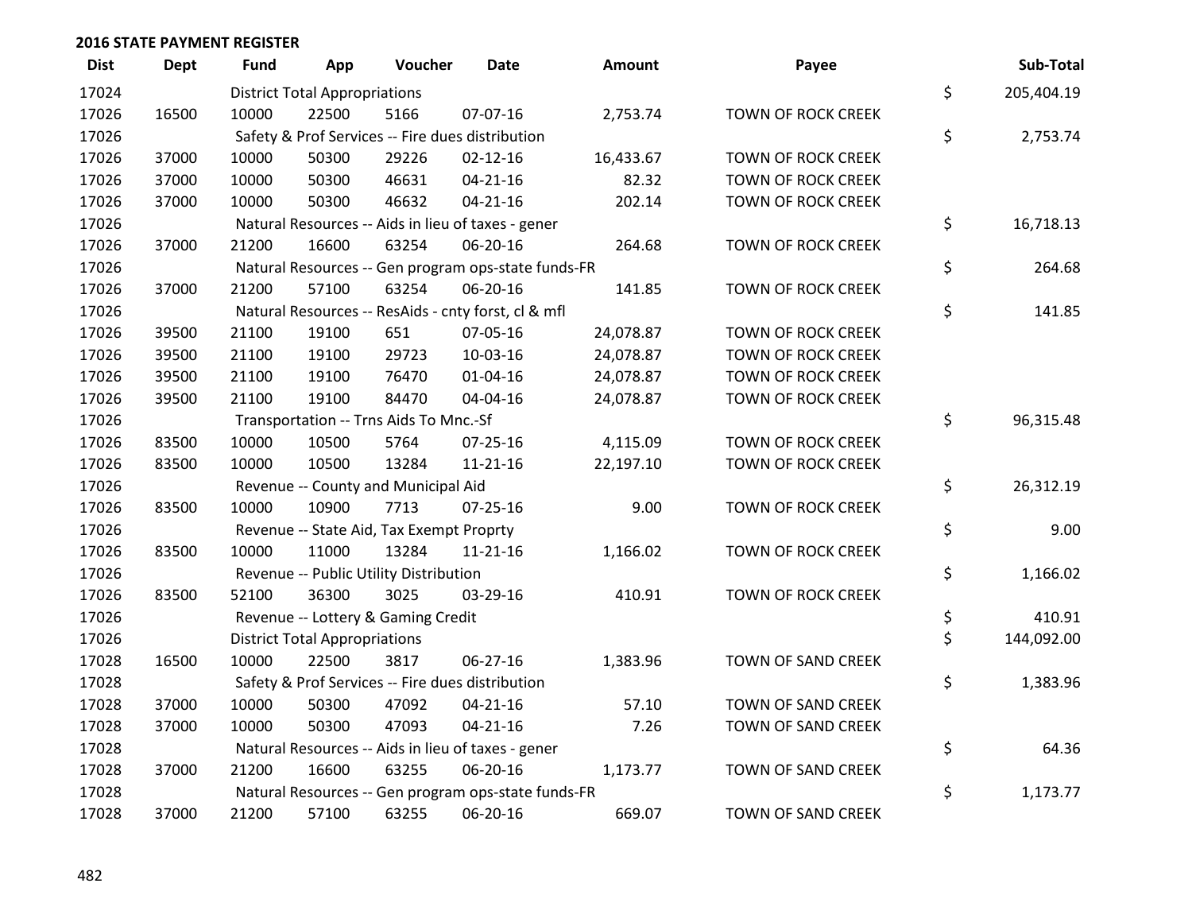## 2016 STATE PAYMENT REGISTER

| Dist | Dept | Fund | App | Voucher | Date | Amount | Payee | Sub-Total |
|---|---|---|---|---|---|---|---|---|
| 17024 | | District Total Appropriations | | | | | | $ 205,404.19 |
| 17026 | 16500 | 10000 | 22500 | 5166 | 07-07-16 | 2,753.74 | TOWN OF ROCK CREEK | |
| 17026 | | Safety & Prof Services -- Fire dues distribution | | | | | | $ 2,753.74 |
| 17026 | 37000 | 10000 | 50300 | 29226 | 02-12-16 | 16,433.67 | TOWN OF ROCK CREEK | |
| 17026 | 37000 | 10000 | 50300 | 46631 | 04-21-16 | 82.32 | TOWN OF ROCK CREEK | |
| 17026 | 37000 | 10000 | 50300 | 46632 | 04-21-16 | 202.14 | TOWN OF ROCK CREEK | |
| 17026 | | Natural Resources -- Aids in lieu of taxes - gener | | | | | | $ 16,718.13 |
| 17026 | 37000 | 21200 | 16600 | 63254 | 06-20-16 | 264.68 | TOWN OF ROCK CREEK | |
| 17026 | | Natural Resources -- Gen program ops-state funds-FR | | | | | | $ 264.68 |
| 17026 | 37000 | 21200 | 57100 | 63254 | 06-20-16 | 141.85 | TOWN OF ROCK CREEK | |
| 17026 | | Natural Resources -- ResAids - cnty forst, cl & mfl | | | | | | $ 141.85 |
| 17026 | 39500 | 21100 | 19100 | 651 | 07-05-16 | 24,078.87 | TOWN OF ROCK CREEK | |
| 17026 | 39500 | 21100 | 19100 | 29723 | 10-03-16 | 24,078.87 | TOWN OF ROCK CREEK | |
| 17026 | 39500 | 21100 | 19100 | 76470 | 01-04-16 | 24,078.87 | TOWN OF ROCK CREEK | |
| 17026 | 39500 | 21100 | 19100 | 84470 | 04-04-16 | 24,078.87 | TOWN OF ROCK CREEK | |
| 17026 | | Transportation -- Trns Aids To Mnc.-Sf | | | | | | $ 96,315.48 |
| 17026 | 83500 | 10000 | 10500 | 5764 | 07-25-16 | 4,115.09 | TOWN OF ROCK CREEK | |
| 17026 | 83500 | 10000 | 10500 | 13284 | 11-21-16 | 22,197.10 | TOWN OF ROCK CREEK | |
| 17026 | | Revenue -- County and Municipal Aid | | | | | | $ 26,312.19 |
| 17026 | 83500 | 10000 | 10900 | 7713 | 07-25-16 | 9.00 | TOWN OF ROCK CREEK | |
| 17026 | | Revenue -- State Aid, Tax Exempt Proprty | | | | | | $ 9.00 |
| 17026 | 83500 | 10000 | 11000 | 13284 | 11-21-16 | 1,166.02 | TOWN OF ROCK CREEK | |
| 17026 | | Revenue -- Public Utility Distribution | | | | | | $ 1,166.02 |
| 17026 | 83500 | 52100 | 36300 | 3025 | 03-29-16 | 410.91 | TOWN OF ROCK CREEK | |
| 17026 | | Revenue -- Lottery & Gaming Credit | | | | | | $ 410.91 |
| 17026 | | District Total Appropriations | | | | | | $ 144,092.00 |
| 17028 | 16500 | 10000 | 22500 | 3817 | 06-27-16 | 1,383.96 | TOWN OF SAND CREEK | |
| 17028 | | Safety & Prof Services -- Fire dues distribution | | | | | | $ 1,383.96 |
| 17028 | 37000 | 10000 | 50300 | 47092 | 04-21-16 | 57.10 | TOWN OF SAND CREEK | |
| 17028 | 37000 | 10000 | 50300 | 47093 | 04-21-16 | 7.26 | TOWN OF SAND CREEK | |
| 17028 | | Natural Resources -- Aids in lieu of taxes - gener | | | | | | $ 64.36 |
| 17028 | 37000 | 21200 | 16600 | 63255 | 06-20-16 | 1,173.77 | TOWN OF SAND CREEK | |
| 17028 | | Natural Resources -- Gen program ops-state funds-FR | | | | | | $ 1,173.77 |
| 17028 | 37000 | 21200 | 57100 | 63255 | 06-20-16 | 669.07 | TOWN OF SAND CREEK | |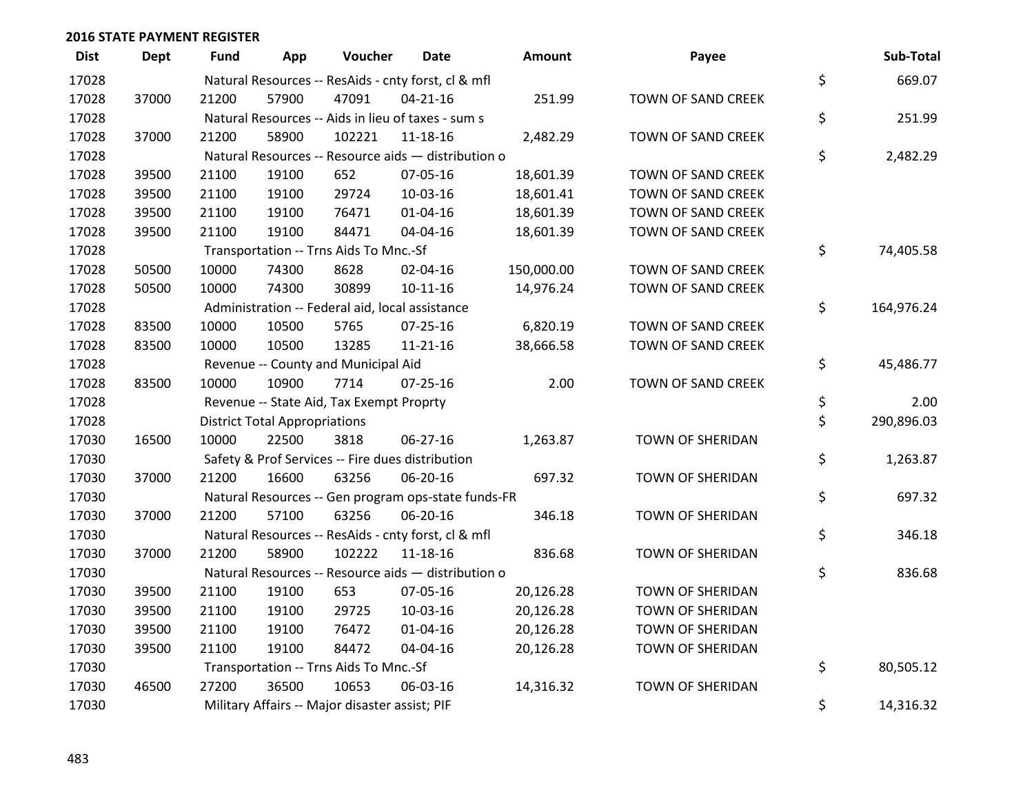## 2016 STATE PAYMENT REGISTER

| Dist | Dept | Fund | App | Voucher | Date | Amount | Payee | | Sub-Total |
|---|---|---|---|---|---|---|---|---|---|
| 17028 | | Natural Resources -- ResAids - cnty forst, cl & mfl | | | | | | $ | 669.07 |
| 17028 | 37000 | 21200 | 57900 | 47091 | 04-21-16 | 251.99 | TOWN OF SAND CREEK | | |
| 17028 | | Natural Resources -- Aids in lieu of taxes - sum s | | | | | | $ | 251.99 |
| 17028 | 37000 | 21200 | 58900 | 102221 | 11-18-16 | 2,482.29 | TOWN OF SAND CREEK | | |
| 17028 | | Natural Resources -- Resource aids — distribution o | | | | | | $ | 2,482.29 |
| 17028 | 39500 | 21100 | 19100 | 652 | 07-05-16 | 18,601.39 | TOWN OF SAND CREEK | | |
| 17028 | 39500 | 21100 | 19100 | 29724 | 10-03-16 | 18,601.41 | TOWN OF SAND CREEK | | |
| 17028 | 39500 | 21100 | 19100 | 76471 | 01-04-16 | 18,601.39 | TOWN OF SAND CREEK | | |
| 17028 | 39500 | 21100 | 19100 | 84471 | 04-04-16 | 18,601.39 | TOWN OF SAND CREEK | | |
| 17028 | | Transportation -- Trns Aids To Mnc.-Sf | | | | | | $ | 74,405.58 |
| 17028 | 50500 | 10000 | 74300 | 8628 | 02-04-16 | 150,000.00 | TOWN OF SAND CREEK | | |
| 17028 | 50500 | 10000 | 74300 | 30899 | 10-11-16 | 14,976.24 | TOWN OF SAND CREEK | | |
| 17028 | | Administration -- Federal aid, local assistance | | | | | | $ | 164,976.24 |
| 17028 | 83500 | 10000 | 10500 | 5765 | 07-25-16 | 6,820.19 | TOWN OF SAND CREEK | | |
| 17028 | 83500 | 10000 | 10500 | 13285 | 11-21-16 | 38,666.58 | TOWN OF SAND CREEK | | |
| 17028 | | Revenue -- County and Municipal Aid | | | | | | $ | 45,486.77 |
| 17028 | 83500 | 10000 | 10900 | 7714 | 07-25-16 | 2.00 | TOWN OF SAND CREEK | | |
| 17028 | | Revenue -- State Aid, Tax Exempt Proprty | | | | | | $ | 2.00 |
| 17028 | | District Total Appropriations | | | | | | $ | 290,896.03 |
| 17030 | 16500 | 10000 | 22500 | 3818 | 06-27-16 | 1,263.87 | TOWN OF SHERIDAN | | |
| 17030 | | Safety & Prof Services -- Fire dues distribution | | | | | | $ | 1,263.87 |
| 17030 | 37000 | 21200 | 16600 | 63256 | 06-20-16 | 697.32 | TOWN OF SHERIDAN | | |
| 17030 | | Natural Resources -- Gen program ops-state funds-FR | | | | | | $ | 697.32 |
| 17030 | 37000 | 21200 | 57100 | 63256 | 06-20-16 | 346.18 | TOWN OF SHERIDAN | | |
| 17030 | | Natural Resources -- ResAids - cnty forst, cl & mfl | | | | | | $ | 346.18 |
| 17030 | 37000 | 21200 | 58900 | 102222 | 11-18-16 | 836.68 | TOWN OF SHERIDAN | | |
| 17030 | | Natural Resources -- Resource aids — distribution o | | | | | | $ | 836.68 |
| 17030 | 39500 | 21100 | 19100 | 653 | 07-05-16 | 20,126.28 | TOWN OF SHERIDAN | | |
| 17030 | 39500 | 21100 | 19100 | 29725 | 10-03-16 | 20,126.28 | TOWN OF SHERIDAN | | |
| 17030 | 39500 | 21100 | 19100 | 76472 | 01-04-16 | 20,126.28 | TOWN OF SHERIDAN | | |
| 17030 | 39500 | 21100 | 19100 | 84472 | 04-04-16 | 20,126.28 | TOWN OF SHERIDAN | | |
| 17030 | | Transportation -- Trns Aids To Mnc.-Sf | | | | | | $ | 80,505.12 |
| 17030 | 46500 | 27200 | 36500 | 10653 | 06-03-16 | 14,316.32 | TOWN OF SHERIDAN | | |
| 17030 | | Military Affairs -- Major disaster assist; PIF | | | | | | $ | 14,316.32 |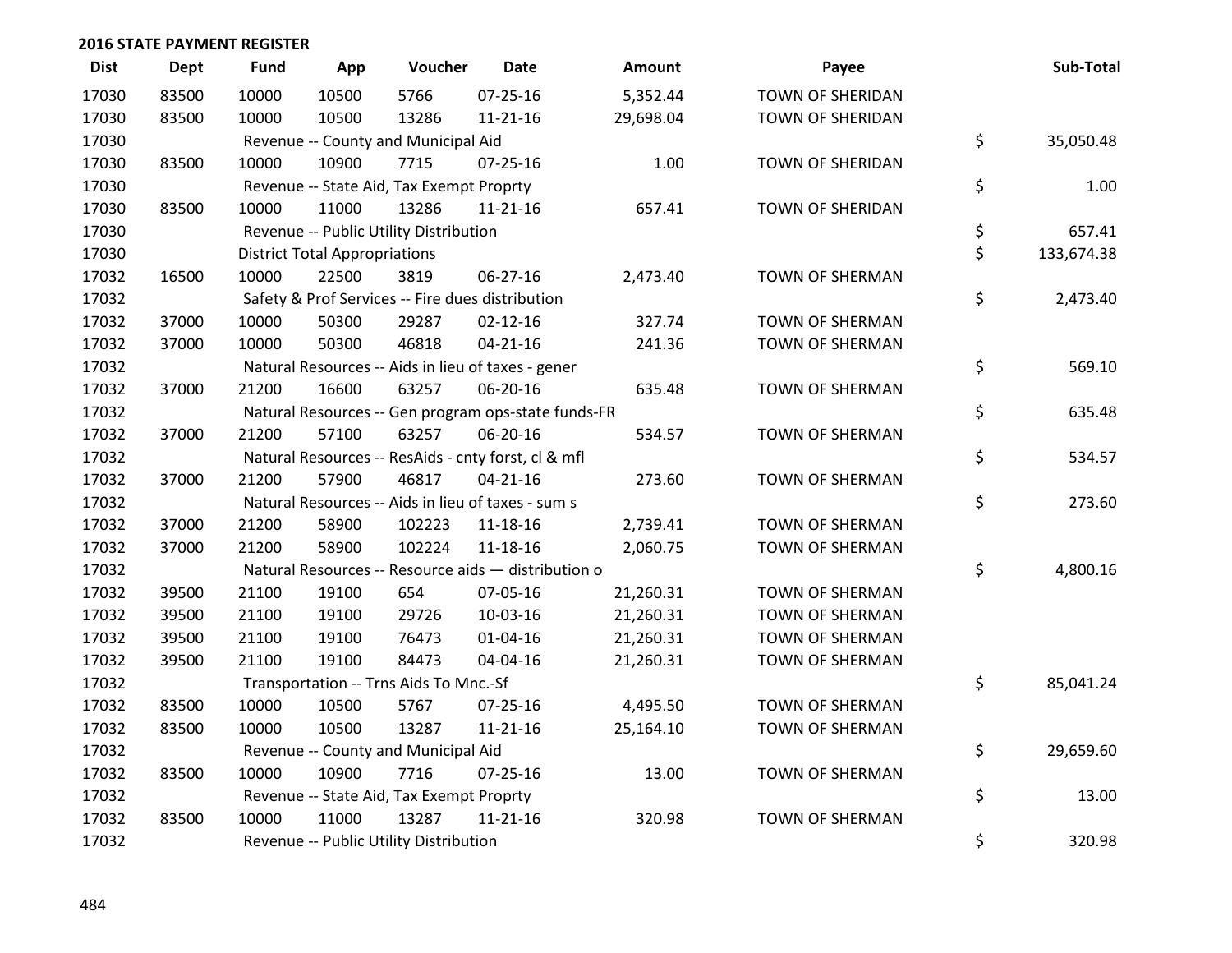## 2016 STATE PAYMENT REGISTER

| Dist | Dept | Fund | App | Voucher | Date | Amount | Payee | | Sub-Total |
|---|---|---|---|---|---|---|---|---|---|
| 17030 | 83500 | 10000 | 10500 | 5766 | 07-25-16 | 5,352.44 | TOWN OF SHERIDAN | | |
| 17030 | 83500 | 10000 | 10500 | 13286 | 11-21-16 | 29,698.04 | TOWN OF SHERIDAN | | |
| 17030 | | Revenue -- County and Municipal Aid | | | | | | $ | 35,050.48 |
| 17030 | 83500 | 10000 | 10900 | 7715 | 07-25-16 | 1.00 | TOWN OF SHERIDAN | | |
| 17030 | | Revenue -- State Aid, Tax Exempt Proprty | | | | | | $ | 1.00 |
| 17030 | 83500 | 10000 | 11000 | 13286 | 11-21-16 | 657.41 | TOWN OF SHERIDAN | | |
| 17030 | | Revenue -- Public Utility Distribution | | | | | | $ | 657.41 |
| 17030 | | District Total Appropriations | | | | | | $ | 133,674.38 |
| 17032 | 16500 | 10000 | 22500 | 3819 | 06-27-16 | 2,473.40 | TOWN OF SHERMAN | | |
| 17032 | | Safety & Prof Services -- Fire dues distribution | | | | | | $ | 2,473.40 |
| 17032 | 37000 | 10000 | 50300 | 29287 | 02-12-16 | 327.74 | TOWN OF SHERMAN | | |
| 17032 | 37000 | 10000 | 50300 | 46818 | 04-21-16 | 241.36 | TOWN OF SHERMAN | | |
| 17032 | | Natural Resources -- Aids in lieu of taxes - gener | | | | | | $ | 569.10 |
| 17032 | 37000 | 21200 | 16600 | 63257 | 06-20-16 | 635.48 | TOWN OF SHERMAN | | |
| 17032 | | Natural Resources -- Gen program ops-state funds-FR | | | | | | $ | 635.48 |
| 17032 | 37000 | 21200 | 57100 | 63257 | 06-20-16 | 534.57 | TOWN OF SHERMAN | | |
| 17032 | | Natural Resources -- ResAids - cnty forst, cl & mfl | | | | | | $ | 534.57 |
| 17032 | 37000 | 21200 | 57900 | 46817 | 04-21-16 | 273.60 | TOWN OF SHERMAN | | |
| 17032 | | Natural Resources -- Aids in lieu of taxes - sum s | | | | | | $ | 273.60 |
| 17032 | 37000 | 21200 | 58900 | 102223 | 11-18-16 | 2,739.41 | TOWN OF SHERMAN | | |
| 17032 | 37000 | 21200 | 58900 | 102224 | 11-18-16 | 2,060.75 | TOWN OF SHERMAN | | |
| 17032 | | Natural Resources -- Resource aids — distribution o | | | | | | $ | 4,800.16 |
| 17032 | 39500 | 21100 | 19100 | 654 | 07-05-16 | 21,260.31 | TOWN OF SHERMAN | | |
| 17032 | 39500 | 21100 | 19100 | 29726 | 10-03-16 | 21,260.31 | TOWN OF SHERMAN | | |
| 17032 | 39500 | 21100 | 19100 | 76473 | 01-04-16 | 21,260.31 | TOWN OF SHERMAN | | |
| 17032 | 39500 | 21100 | 19100 | 84473 | 04-04-16 | 21,260.31 | TOWN OF SHERMAN | | |
| 17032 | | Transportation -- Trns Aids To Mnc.-Sf | | | | | | $ | 85,041.24 |
| 17032 | 83500 | 10000 | 10500 | 5767 | 07-25-16 | 4,495.50 | TOWN OF SHERMAN | | |
| 17032 | 83500 | 10000 | 10500 | 13287 | 11-21-16 | 25,164.10 | TOWN OF SHERMAN | | |
| 17032 | | Revenue -- County and Municipal Aid | | | | | | $ | 29,659.60 |
| 17032 | 83500 | 10000 | 10900 | 7716 | 07-25-16 | 13.00 | TOWN OF SHERMAN | | |
| 17032 | | Revenue -- State Aid, Tax Exempt Proprty | | | | | | $ | 13.00 |
| 17032 | 83500 | 10000 | 11000 | 13287 | 11-21-16 | 320.98 | TOWN OF SHERMAN | | |
| 17032 | | Revenue -- Public Utility Distribution | | | | | | $ | 320.98 |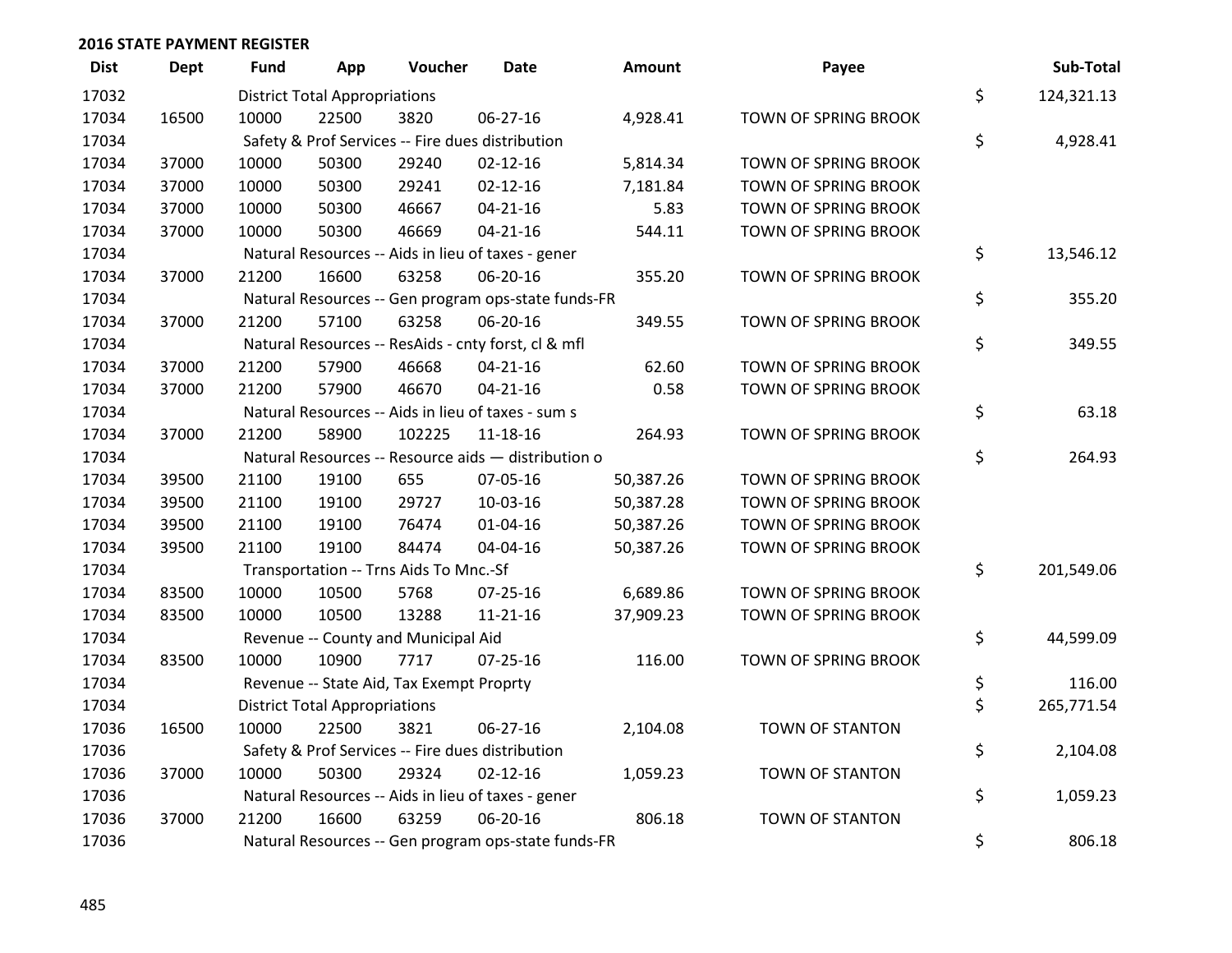## 2016 STATE PAYMENT REGISTER

| Dist | Dept | Fund | App | Voucher | Date | Amount | Payee | Sub-Total |
|---|---|---|---|---|---|---|---|---|
| 17032 | | District Total Appropriations | | | | | | $ 124,321.13 |
| 17034 | 16500 | 10000 | 22500 | 3820 | 06-27-16 | 4,928.41 | TOWN OF SPRING BROOK | |
| 17034 | | Safety & Prof Services -- Fire dues distribution | | | | | | $ 4,928.41 |
| 17034 | 37000 | 10000 | 50300 | 29240 | 02-12-16 | 5,814.34 | TOWN OF SPRING BROOK | |
| 17034 | 37000 | 10000 | 50300 | 29241 | 02-12-16 | 7,181.84 | TOWN OF SPRING BROOK | |
| 17034 | 37000 | 10000 | 50300 | 46667 | 04-21-16 | 5.83 | TOWN OF SPRING BROOK | |
| 17034 | 37000 | 10000 | 50300 | 46669 | 04-21-16 | 544.11 | TOWN OF SPRING BROOK | |
| 17034 | | Natural Resources -- Aids in lieu of taxes - gener | | | | | | $ 13,546.12 |
| 17034 | 37000 | 21200 | 16600 | 63258 | 06-20-16 | 355.20 | TOWN OF SPRING BROOK | |
| 17034 | | Natural Resources -- Gen program ops-state funds-FR | | | | | | $ 355.20 |
| 17034 | 37000 | 21200 | 57100 | 63258 | 06-20-16 | 349.55 | TOWN OF SPRING BROOK | |
| 17034 | | Natural Resources -- ResAids - cnty forst, cl & mfl | | | | | | $ 349.55 |
| 17034 | 37000 | 21200 | 57900 | 46668 | 04-21-16 | 62.60 | TOWN OF SPRING BROOK | |
| 17034 | 37000 | 21200 | 57900 | 46670 | 04-21-16 | 0.58 | TOWN OF SPRING BROOK | |
| 17034 | | Natural Resources -- Aids in lieu of taxes - sum s | | | | | | $ 63.18 |
| 17034 | 37000 | 21200 | 58900 | 102225 | 11-18-16 | 264.93 | TOWN OF SPRING BROOK | |
| 17034 | | Natural Resources -- Resource aids — distribution o | | | | | | $ 264.93 |
| 17034 | 39500 | 21100 | 19100 | 655 | 07-05-16 | 50,387.26 | TOWN OF SPRING BROOK | |
| 17034 | 39500 | 21100 | 19100 | 29727 | 10-03-16 | 50,387.28 | TOWN OF SPRING BROOK | |
| 17034 | 39500 | 21100 | 19100 | 76474 | 01-04-16 | 50,387.26 | TOWN OF SPRING BROOK | |
| 17034 | 39500 | 21100 | 19100 | 84474 | 04-04-16 | 50,387.26 | TOWN OF SPRING BROOK | |
| 17034 | | Transportation -- Trns Aids To Mnc.-Sf | | | | | | $ 201,549.06 |
| 17034 | 83500 | 10000 | 10500 | 5768 | 07-25-16 | 6,689.86 | TOWN OF SPRING BROOK | |
| 17034 | 83500 | 10000 | 10500 | 13288 | 11-21-16 | 37,909.23 | TOWN OF SPRING BROOK | |
| 17034 | | Revenue -- County and Municipal Aid | | | | | | $ 44,599.09 |
| 17034 | 83500 | 10000 | 10900 | 7717 | 07-25-16 | 116.00 | TOWN OF SPRING BROOK | |
| 17034 | | Revenue -- State Aid, Tax Exempt Proprty | | | | | | $ 116.00 |
| 17034 | | District Total Appropriations | | | | | | $ 265,771.54 |
| 17036 | 16500 | 10000 | 22500 | 3821 | 06-27-16 | 2,104.08 | TOWN OF STANTON | |
| 17036 | | Safety & Prof Services -- Fire dues distribution | | | | | | $ 2,104.08 |
| 17036 | 37000 | 10000 | 50300 | 29324 | 02-12-16 | 1,059.23 | TOWN OF STANTON | |
| 17036 | | Natural Resources -- Aids in lieu of taxes - gener | | | | | | $ 1,059.23 |
| 17036 | 37000 | 21200 | 16600 | 63259 | 06-20-16 | 806.18 | TOWN OF STANTON | |
| 17036 | | Natural Resources -- Gen program ops-state funds-FR | | | | | | $ 806.18 |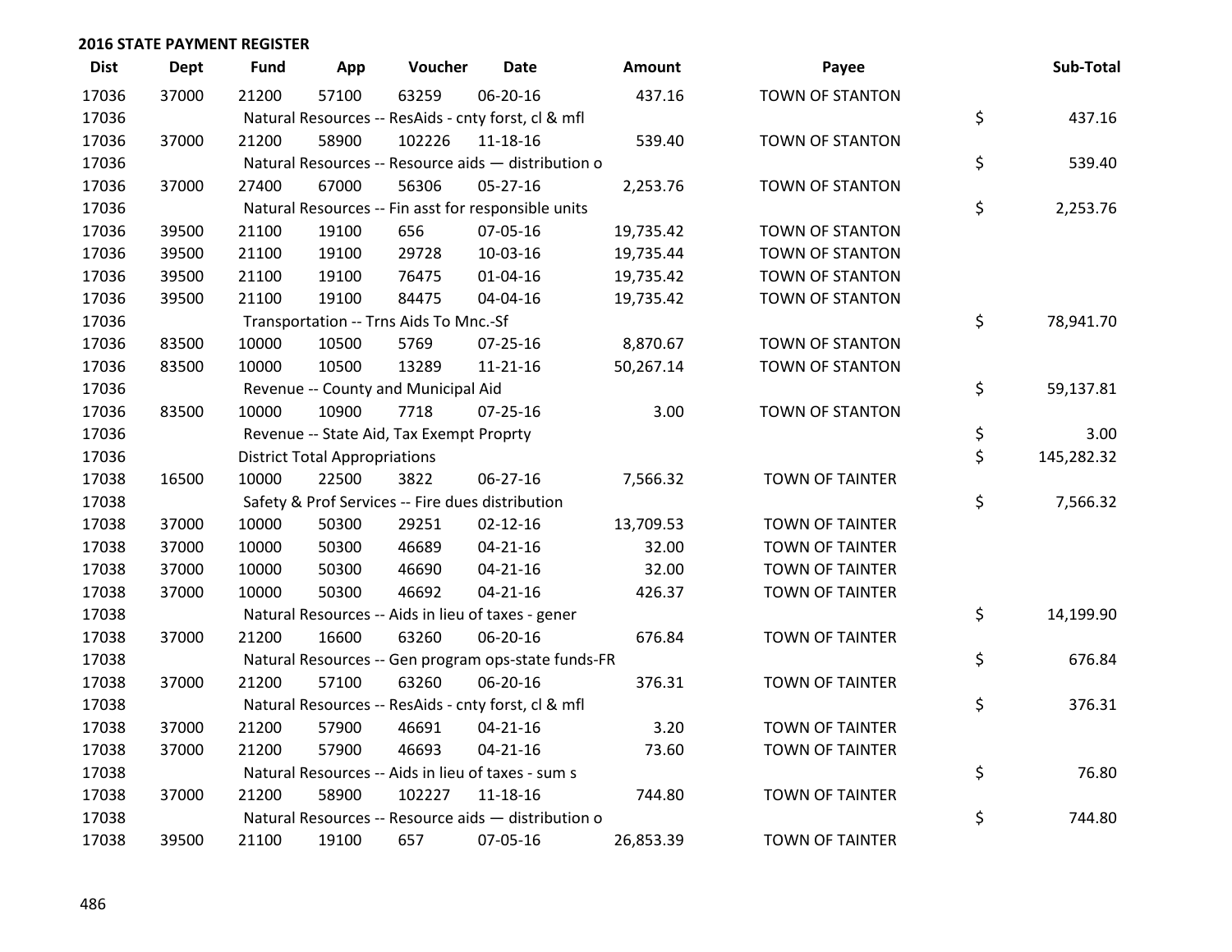## 2016 STATE PAYMENT REGISTER

| Dist | Dept | Fund | App | Voucher | Date | Amount | Payee | Sub-Total |
|---|---|---|---|---|---|---|---|---|
| 17036 | 37000 | 21200 | 57100 | 63259 | 06-20-16 | 437.16 | TOWN OF STANTON | |
| 17036 | | Natural Resources -- ResAids - cnty forst, cl & mfl | | | | | | $ 437.16 |
| 17036 | 37000 | 21200 | 58900 | 102226 | 11-18-16 | 539.40 | TOWN OF STANTON | |
| 17036 | | Natural Resources -- Resource aids — distribution o | | | | | | $ 539.40 |
| 17036 | 37000 | 27400 | 67000 | 56306 | 05-27-16 | 2,253.76 | TOWN OF STANTON | |
| 17036 | | Natural Resources -- Fin asst for responsible units | | | | | | $ 2,253.76 |
| 17036 | 39500 | 21100 | 19100 | 656 | 07-05-16 | 19,735.42 | TOWN OF STANTON | |
| 17036 | 39500 | 21100 | 19100 | 29728 | 10-03-16 | 19,735.44 | TOWN OF STANTON | |
| 17036 | 39500 | 21100 | 19100 | 76475 | 01-04-16 | 19,735.42 | TOWN OF STANTON | |
| 17036 | 39500 | 21100 | 19100 | 84475 | 04-04-16 | 19,735.42 | TOWN OF STANTON | |
| 17036 | | Transportation -- Trns Aids To Mnc.-Sf | | | | | | $ 78,941.70 |
| 17036 | 83500 | 10000 | 10500 | 5769 | 07-25-16 | 8,870.67 | TOWN OF STANTON | |
| 17036 | 83500 | 10000 | 10500 | 13289 | 11-21-16 | 50,267.14 | TOWN OF STANTON | |
| 17036 | | Revenue -- County and Municipal Aid | | | | | | $ 59,137.81 |
| 17036 | 83500 | 10000 | 10900 | 7718 | 07-25-16 | 3.00 | TOWN OF STANTON | |
| 17036 | | Revenue -- State Aid, Tax Exempt Proprty | | | | | | $ 3.00 |
| 17036 | | District Total Appropriations | | | | | | $ 145,282.32 |
| 17038 | 16500 | 10000 | 22500 | 3822 | 06-27-16 | 7,566.32 | TOWN OF TAINTER | |
| 17038 | | Safety & Prof Services -- Fire dues distribution | | | | | | $ 7,566.32 |
| 17038 | 37000 | 10000 | 50300 | 29251 | 02-12-16 | 13,709.53 | TOWN OF TAINTER | |
| 17038 | 37000 | 10000 | 50300 | 46689 | 04-21-16 | 32.00 | TOWN OF TAINTER | |
| 17038 | 37000 | 10000 | 50300 | 46690 | 04-21-16 | 32.00 | TOWN OF TAINTER | |
| 17038 | 37000 | 10000 | 50300 | 46692 | 04-21-16 | 426.37 | TOWN OF TAINTER | |
| 17038 | | Natural Resources -- Aids in lieu of taxes - gener | | | | | | $ 14,199.90 |
| 17038 | 37000 | 21200 | 16600 | 63260 | 06-20-16 | 676.84 | TOWN OF TAINTER | |
| 17038 | | Natural Resources -- Gen program ops-state funds-FR | | | | | | $ 676.84 |
| 17038 | 37000 | 21200 | 57100 | 63260 | 06-20-16 | 376.31 | TOWN OF TAINTER | |
| 17038 | | Natural Resources -- ResAids - cnty forst, cl & mfl | | | | | | $ 376.31 |
| 17038 | 37000 | 21200 | 57900 | 46691 | 04-21-16 | 3.20 | TOWN OF TAINTER | |
| 17038 | 37000 | 21200 | 57900 | 46693 | 04-21-16 | 73.60 | TOWN OF TAINTER | |
| 17038 | | Natural Resources -- Aids in lieu of taxes - sum s | | | | | | $ 76.80 |
| 17038 | 37000 | 21200 | 58900 | 102227 | 11-18-16 | 744.80 | TOWN OF TAINTER | |
| 17038 | | Natural Resources -- Resource aids — distribution o | | | | | | $ 744.80 |
| 17038 | 39500 | 21100 | 19100 | 657 | 07-05-16 | 26,853.39 | TOWN OF TAINTER | |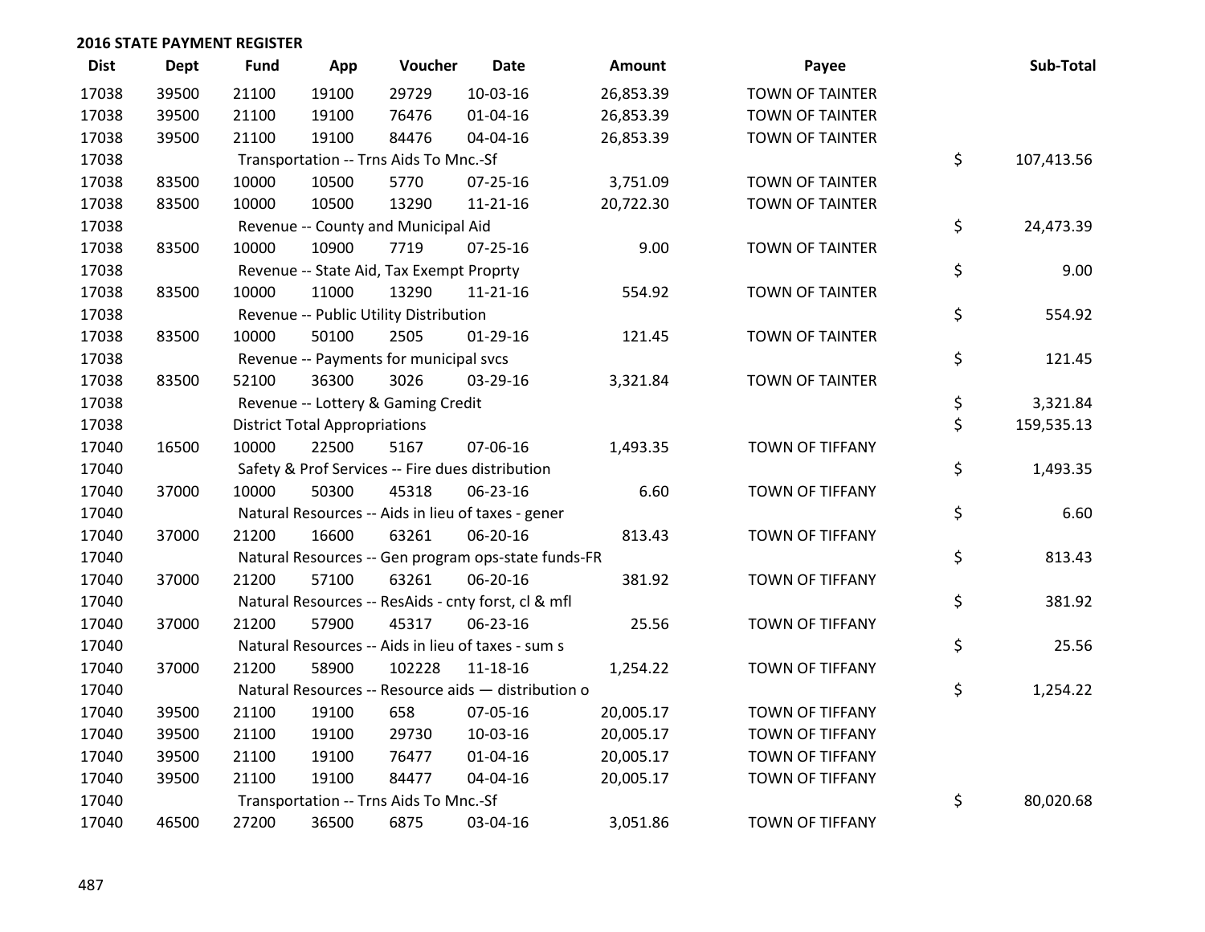## 2016 STATE PAYMENT REGISTER

| Dist | Dept | Fund | App | Voucher | Date | Amount | Payee | Sub-Total |
|---|---|---|---|---|---|---|---|---|
| 17038 | 39500 | 21100 | 19100 | 29729 | 10-03-16 | 26,853.39 | TOWN OF TAINTER | |
| 17038 | 39500 | 21100 | 19100 | 76476 | 01-04-16 | 26,853.39 | TOWN OF TAINTER | |
| 17038 | 39500 | 21100 | 19100 | 84476 | 04-04-16 | 26,853.39 | TOWN OF TAINTER | |
| 17038 | | Transportation -- Trns Aids To Mnc.-Sf | | | | | | $ 107,413.56 |
| 17038 | 83500 | 10000 | 10500 | 5770 | 07-25-16 | 3,751.09 | TOWN OF TAINTER | |
| 17038 | 83500 | 10000 | 10500 | 13290 | 11-21-16 | 20,722.30 | TOWN OF TAINTER | |
| 17038 | | Revenue -- County and Municipal Aid | | | | | | $ 24,473.39 |
| 17038 | 83500 | 10000 | 10900 | 7719 | 07-25-16 | 9.00 | TOWN OF TAINTER | |
| 17038 | | Revenue -- State Aid, Tax Exempt Proprty | | | | | | $ 9.00 |
| 17038 | 83500 | 10000 | 11000 | 13290 | 11-21-16 | 554.92 | TOWN OF TAINTER | |
| 17038 | | Revenue -- Public Utility Distribution | | | | | | $ 554.92 |
| 17038 | 83500 | 10000 | 50100 | 2505 | 01-29-16 | 121.45 | TOWN OF TAINTER | |
| 17038 | | Revenue -- Payments for municipal svcs | | | | | | $ 121.45 |
| 17038 | 83500 | 52100 | 36300 | 3026 | 03-29-16 | 3,321.84 | TOWN OF TAINTER | |
| 17038 | | Revenue -- Lottery & Gaming Credit | | | | | | $ 3,321.84 |
| 17038 | | District Total Appropriations | | | | | | $ 159,535.13 |
| 17040 | 16500 | 10000 | 22500 | 5167 | 07-06-16 | 1,493.35 | TOWN OF TIFFANY | |
| 17040 | | Safety & Prof Services -- Fire dues distribution | | | | | | $ 1,493.35 |
| 17040 | 37000 | 10000 | 50300 | 45318 | 06-23-16 | 6.60 | TOWN OF TIFFANY | |
| 17040 | | Natural Resources -- Aids in lieu of taxes - gener | | | | | | $ 6.60 |
| 17040 | 37000 | 21200 | 16600 | 63261 | 06-20-16 | 813.43 | TOWN OF TIFFANY | |
| 17040 | | Natural Resources -- Gen program ops-state funds-FR | | | | | | $ 813.43 |
| 17040 | 37000 | 21200 | 57100 | 63261 | 06-20-16 | 381.92 | TOWN OF TIFFANY | |
| 17040 | | Natural Resources -- ResAids - cnty forst, cl & mfl | | | | | | $ 381.92 |
| 17040 | 37000 | 21200 | 57900 | 45317 | 06-23-16 | 25.56 | TOWN OF TIFFANY | |
| 17040 | | Natural Resources -- Aids in lieu of taxes - sum s | | | | | | $ 25.56 |
| 17040 | 37000 | 21200 | 58900 | 102228 | 11-18-16 | 1,254.22 | TOWN OF TIFFANY | |
| 17040 | | Natural Resources -- Resource aids — distribution o | | | | | | $ 1,254.22 |
| 17040 | 39500 | 21100 | 19100 | 658 | 07-05-16 | 20,005.17 | TOWN OF TIFFANY | |
| 17040 | 39500 | 21100 | 19100 | 29730 | 10-03-16 | 20,005.17 | TOWN OF TIFFANY | |
| 17040 | 39500 | 21100 | 19100 | 76477 | 01-04-16 | 20,005.17 | TOWN OF TIFFANY | |
| 17040 | 39500 | 21100 | 19100 | 84477 | 04-04-16 | 20,005.17 | TOWN OF TIFFANY | |
| 17040 | | Transportation -- Trns Aids To Mnc.-Sf | | | | | | $ 80,020.68 |
| 17040 | 46500 | 27200 | 36500 | 6875 | 03-04-16 | 3,051.86 | TOWN OF TIFFANY | |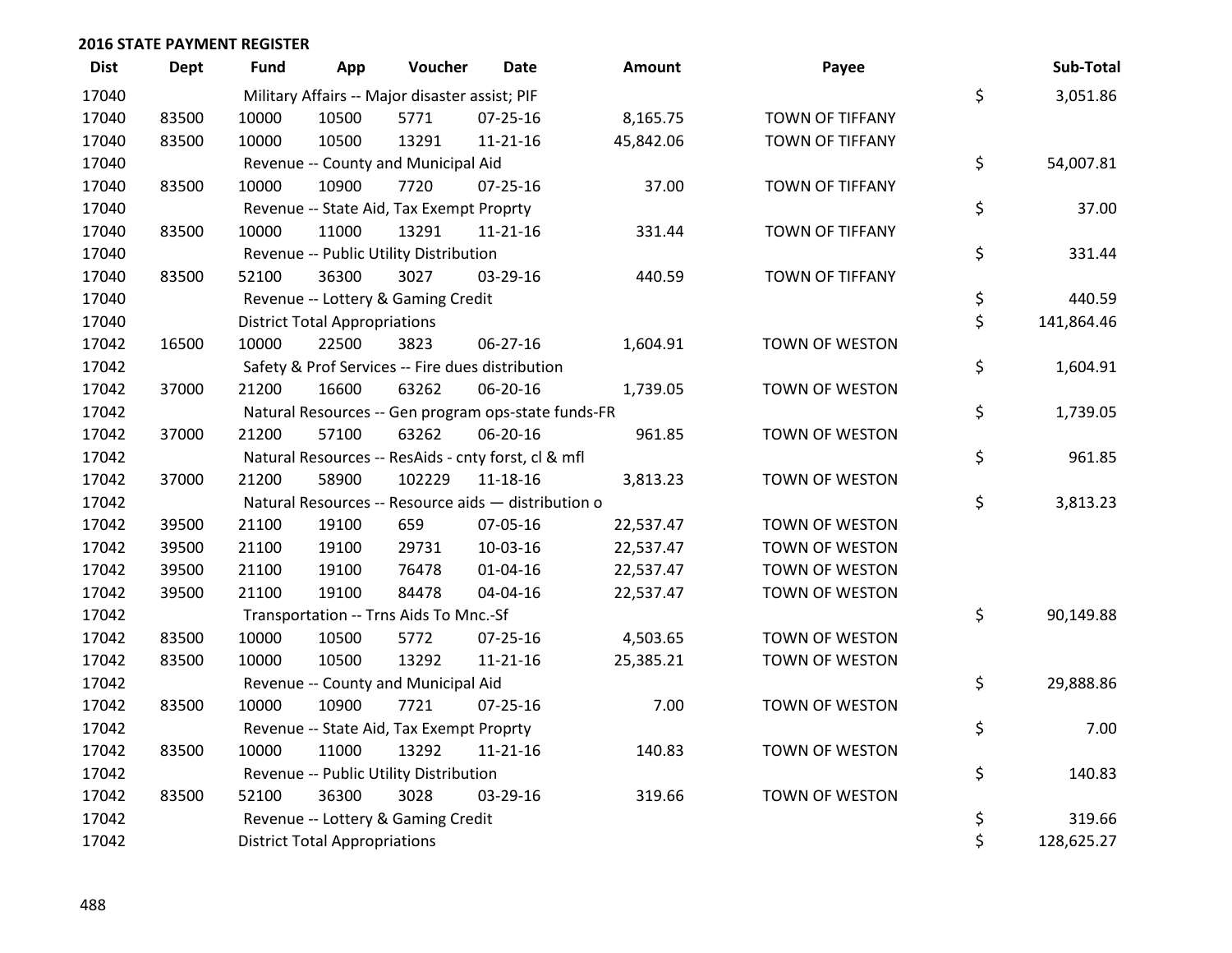## 2016 STATE PAYMENT REGISTER

| Dist | Dept | Fund | App | Voucher | Date | Amount | Payee | Sub-Total |
|---|---|---|---|---|---|---|---|---|
| 17040 | | Military Affairs -- Major disaster assist; PIF | | | | | | $ 3,051.86 |
| 17040 | 83500 | 10000 | 10500 | 5771 | 07-25-16 | 8,165.75 | TOWN OF TIFFANY | |
| 17040 | 83500 | 10000 | 10500 | 13291 | 11-21-16 | 45,842.06 | TOWN OF TIFFANY | |
| 17040 | | Revenue -- County and Municipal Aid | | | | | | $ 54,007.81 |
| 17040 | 83500 | 10000 | 10900 | 7720 | 07-25-16 | 37.00 | TOWN OF TIFFANY | |
| 17040 | | Revenue -- State Aid, Tax Exempt Proprty | | | | | | $ 37.00 |
| 17040 | 83500 | 10000 | 11000 | 13291 | 11-21-16 | 331.44 | TOWN OF TIFFANY | |
| 17040 | | Revenue -- Public Utility Distribution | | | | | | $ 331.44 |
| 17040 | 83500 | 52100 | 36300 | 3027 | 03-29-16 | 440.59 | TOWN OF TIFFANY | |
| 17040 | | Revenue -- Lottery & Gaming Credit | | | | | | $ 440.59 |
| 17040 | | District Total Appropriations | | | | | | $ 141,864.46 |
| 17042 | 16500 | 10000 | 22500 | 3823 | 06-27-16 | 1,604.91 | TOWN OF WESTON | |
| 17042 | | Safety & Prof Services -- Fire dues distribution | | | | | | $ 1,604.91 |
| 17042 | 37000 | 21200 | 16600 | 63262 | 06-20-16 | 1,739.05 | TOWN OF WESTON | |
| 17042 | | Natural Resources -- Gen program ops-state funds-FR | | | | | | $ 1,739.05 |
| 17042 | 37000 | 21200 | 57100 | 63262 | 06-20-16 | 961.85 | TOWN OF WESTON | |
| 17042 | | Natural Resources -- ResAids - cnty forst, cl & mfl | | | | | | $ 961.85 |
| 17042 | 37000 | 21200 | 58900 | 102229 | 11-18-16 | 3,813.23 | TOWN OF WESTON | |
| 17042 | | Natural Resources -- Resource aids — distribution o | | | | | | $ 3,813.23 |
| 17042 | 39500 | 21100 | 19100 | 659 | 07-05-16 | 22,537.47 | TOWN OF WESTON | |
| 17042 | 39500 | 21100 | 19100 | 29731 | 10-03-16 | 22,537.47 | TOWN OF WESTON | |
| 17042 | 39500 | 21100 | 19100 | 76478 | 01-04-16 | 22,537.47 | TOWN OF WESTON | |
| 17042 | 39500 | 21100 | 19100 | 84478 | 04-04-16 | 22,537.47 | TOWN OF WESTON | |
| 17042 | | Transportation -- Trns Aids To Mnc.-Sf | | | | | | $ 90,149.88 |
| 17042 | 83500 | 10000 | 10500 | 5772 | 07-25-16 | 4,503.65 | TOWN OF WESTON | |
| 17042 | 83500 | 10000 | 10500 | 13292 | 11-21-16 | 25,385.21 | TOWN OF WESTON | |
| 17042 | | Revenue -- County and Municipal Aid | | | | | | $ 29,888.86 |
| 17042 | 83500 | 10000 | 10900 | 7721 | 07-25-16 | 7.00 | TOWN OF WESTON | |
| 17042 | | Revenue -- State Aid, Tax Exempt Proprty | | | | | | $ 7.00 |
| 17042 | 83500 | 10000 | 11000 | 13292 | 11-21-16 | 140.83 | TOWN OF WESTON | |
| 17042 | | Revenue -- Public Utility Distribution | | | | | | $ 140.83 |
| 17042 | 83500 | 52100 | 36300 | 3028 | 03-29-16 | 319.66 | TOWN OF WESTON | |
| 17042 | | Revenue -- Lottery & Gaming Credit | | | | | | $ 319.66 |
| 17042 | | District Total Appropriations | | | | | | $ 128,625.27 |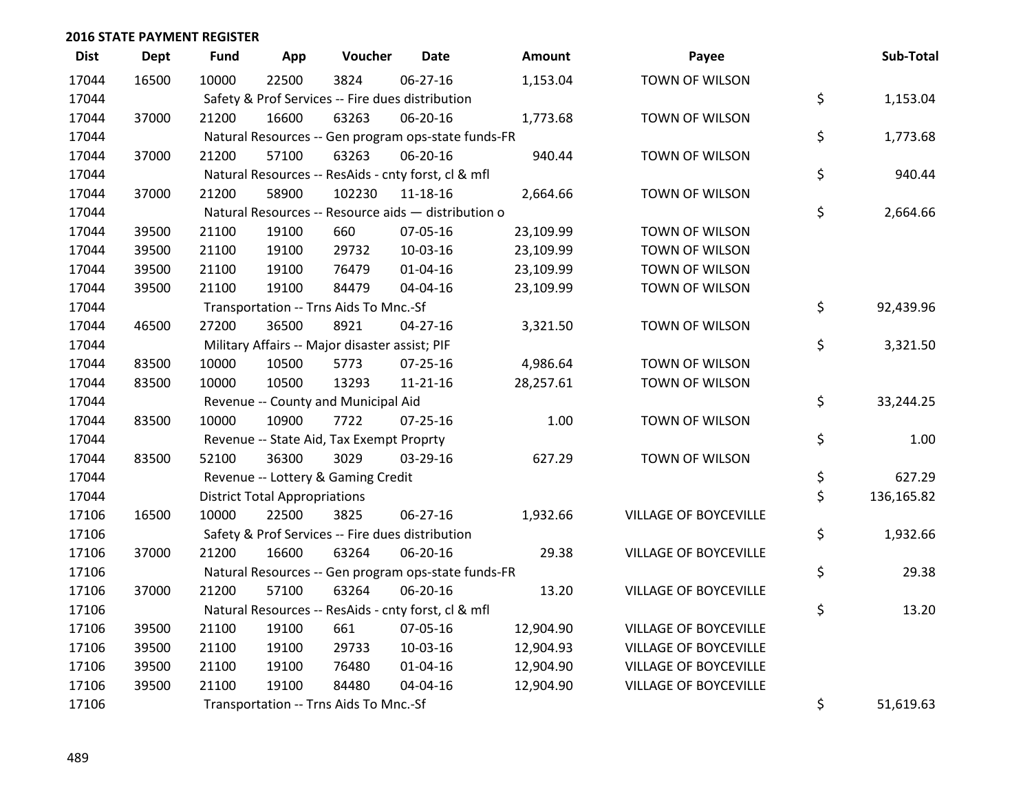## 2016 STATE PAYMENT REGISTER

| Dist | Dept | Fund | App | Voucher | Date | Amount | Payee | Sub-Total |
|---|---|---|---|---|---|---|---|---|
| 17044 | 16500 | 10000 | 22500 | 3824 | 06-27-16 | 1,153.04 | TOWN OF WILSON | |
| 17044 | | Safety & Prof Services -- Fire dues distribution | | | | | | $ 1,153.04 |
| 17044 | 37000 | 21200 | 16600 | 63263 | 06-20-16 | 1,773.68 | TOWN OF WILSON | |
| 17044 | | Natural Resources -- Gen program ops-state funds-FR | | | | | | $ 1,773.68 |
| 17044 | 37000 | 21200 | 57100 | 63263 | 06-20-16 | 940.44 | TOWN OF WILSON | |
| 17044 | | Natural Resources -- ResAids - cnty forst, cl & mfl | | | | | | $ 940.44 |
| 17044 | 37000 | 21200 | 58900 | 102230 | 11-18-16 | 2,664.66 | TOWN OF WILSON | |
| 17044 | | Natural Resources -- Resource aids — distribution o | | | | | | $ 2,664.66 |
| 17044 | 39500 | 21100 | 19100 | 660 | 07-05-16 | 23,109.99 | TOWN OF WILSON | |
| 17044 | 39500 | 21100 | 19100 | 29732 | 10-03-16 | 23,109.99 | TOWN OF WILSON | |
| 17044 | 39500 | 21100 | 19100 | 76479 | 01-04-16 | 23,109.99 | TOWN OF WILSON | |
| 17044 | 39500 | 21100 | 19100 | 84479 | 04-04-16 | 23,109.99 | TOWN OF WILSON | |
| 17044 | | Transportation -- Trns Aids To Mnc.-Sf | | | | | | $ 92,439.96 |
| 17044 | 46500 | 27200 | 36500 | 8921 | 04-27-16 | 3,321.50 | TOWN OF WILSON | |
| 17044 | | Military Affairs -- Major disaster assist; PIF | | | | | | $ 3,321.50 |
| 17044 | 83500 | 10000 | 10500 | 5773 | 07-25-16 | 4,986.64 | TOWN OF WILSON | |
| 17044 | 83500 | 10000 | 10500 | 13293 | 11-21-16 | 28,257.61 | TOWN OF WILSON | |
| 17044 | | Revenue -- County and Municipal Aid | | | | | | $ 33,244.25 |
| 17044 | 83500 | 10000 | 10900 | 7722 | 07-25-16 | 1.00 | TOWN OF WILSON | |
| 17044 | | Revenue -- State Aid, Tax Exempt Proprty | | | | | | $ 1.00 |
| 17044 | 83500 | 52100 | 36300 | 3029 | 03-29-16 | 627.29 | TOWN OF WILSON | |
| 17044 | | Revenue -- Lottery & Gaming Credit | | | | | | $ 627.29 |
| 17044 | | District Total Appropriations | | | | | | $ 136,165.82 |
| 17106 | 16500 | 10000 | 22500 | 3825 | 06-27-16 | 1,932.66 | VILLAGE OF BOYCEVILLE | |
| 17106 | | Safety & Prof Services -- Fire dues distribution | | | | | | $ 1,932.66 |
| 17106 | 37000 | 21200 | 16600 | 63264 | 06-20-16 | 29.38 | VILLAGE OF BOYCEVILLE | |
| 17106 | | Natural Resources -- Gen program ops-state funds-FR | | | | | | $ 29.38 |
| 17106 | 37000 | 21200 | 57100 | 63264 | 06-20-16 | 13.20 | VILLAGE OF BOYCEVILLE | |
| 17106 | | Natural Resources -- ResAids - cnty forst, cl & mfl | | | | | | $ 13.20 |
| 17106 | 39500 | 21100 | 19100 | 661 | 07-05-16 | 12,904.90 | VILLAGE OF BOYCEVILLE | |
| 17106 | 39500 | 21100 | 19100 | 29733 | 10-03-16 | 12,904.93 | VILLAGE OF BOYCEVILLE | |
| 17106 | 39500 | 21100 | 19100 | 76480 | 01-04-16 | 12,904.90 | VILLAGE OF BOYCEVILLE | |
| 17106 | 39500 | 21100 | 19100 | 84480 | 04-04-16 | 12,904.90 | VILLAGE OF BOYCEVILLE | |
| 17106 | | Transportation -- Trns Aids To Mnc.-Sf | | | | | | $ 51,619.63 |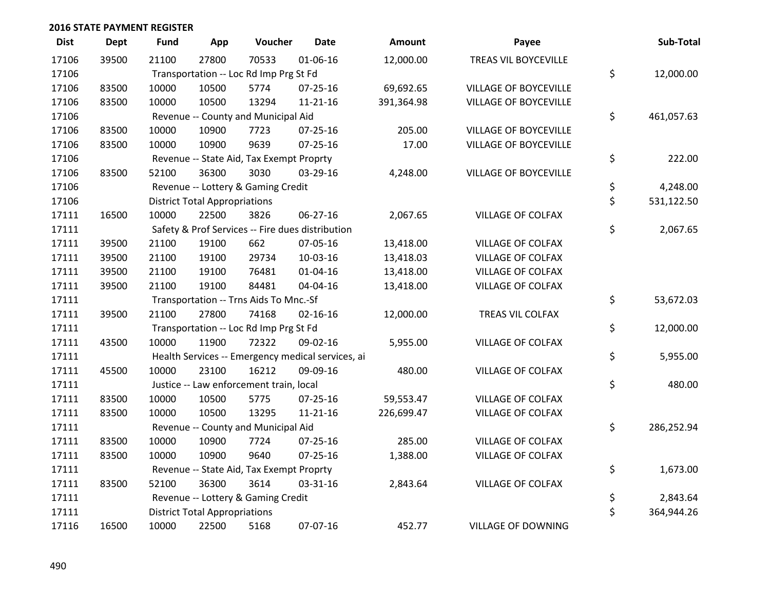## 2016 STATE PAYMENT REGISTER

| Dist | Dept | Fund | App | Voucher | Date | Amount | Payee | Sub-Total |
|---|---|---|---|---|---|---|---|---|
| 17106 | 39500 | 21100 | 27800 | 70533 | 01-06-16 | 12,000.00 | TREAS VIL BOYCEVILLE | |
| 17106 | | Transportation -- Loc Rd Imp Prg St Fd | | | | | | $ 12,000.00 |
| 17106 | 83500 | 10000 | 10500 | 5774 | 07-25-16 | 69,692.65 | VILLAGE OF BOYCEVILLE | |
| 17106 | 83500 | 10000 | 10500 | 13294 | 11-21-16 | 391,364.98 | VILLAGE OF BOYCEVILLE | |
| 17106 | | Revenue -- County and Municipal Aid | | | | | | $ 461,057.63 |
| 17106 | 83500 | 10000 | 10900 | 7723 | 07-25-16 | 205.00 | VILLAGE OF BOYCEVILLE | |
| 17106 | 83500 | 10000 | 10900 | 9639 | 07-25-16 | 17.00 | VILLAGE OF BOYCEVILLE | |
| 17106 | | Revenue -- State Aid, Tax Exempt Proprty | | | | | | $ 222.00 |
| 17106 | 83500 | 52100 | 36300 | 3030 | 03-29-16 | 4,248.00 | VILLAGE OF BOYCEVILLE | |
| 17106 | | Revenue -- Lottery & Gaming Credit | | | | | | $ 4,248.00 |
| 17106 | | District Total Appropriations | | | | | | $ 531,122.50 |
| 17111 | 16500 | 10000 | 22500 | 3826 | 06-27-16 | 2,067.65 | VILLAGE OF COLFAX | |
| 17111 | | Safety & Prof Services -- Fire dues distribution | | | | | | $ 2,067.65 |
| 17111 | 39500 | 21100 | 19100 | 662 | 07-05-16 | 13,418.00 | VILLAGE OF COLFAX | |
| 17111 | 39500 | 21100 | 19100 | 29734 | 10-03-16 | 13,418.03 | VILLAGE OF COLFAX | |
| 17111 | 39500 | 21100 | 19100 | 76481 | 01-04-16 | 13,418.00 | VILLAGE OF COLFAX | |
| 17111 | 39500 | 21100 | 19100 | 84481 | 04-04-16 | 13,418.00 | VILLAGE OF COLFAX | |
| 17111 | | Transportation -- Trns Aids To Mnc.-Sf | | | | | | $ 53,672.03 |
| 17111 | 39500 | 21100 | 27800 | 74168 | 02-16-16 | 12,000.00 | TREAS VIL COLFAX | |
| 17111 | | Transportation -- Loc Rd Imp Prg St Fd | | | | | | $ 12,000.00 |
| 17111 | 43500 | 10000 | 11900 | 72322 | 09-02-16 | 5,955.00 | VILLAGE OF COLFAX | |
| 17111 | | Health Services -- Emergency medical services, ai | | | | | | $ 5,955.00 |
| 17111 | 45500 | 10000 | 23100 | 16212 | 09-09-16 | 480.00 | VILLAGE OF COLFAX | |
| 17111 | | Justice -- Law enforcement train, local | | | | | | $ 480.00 |
| 17111 | 83500 | 10000 | 10500 | 5775 | 07-25-16 | 59,553.47 | VILLAGE OF COLFAX | |
| 17111 | 83500 | 10000 | 10500 | 13295 | 11-21-16 | 226,699.47 | VILLAGE OF COLFAX | |
| 17111 | | Revenue -- County and Municipal Aid | | | | | | $ 286,252.94 |
| 17111 | 83500 | 10000 | 10900 | 7724 | 07-25-16 | 285.00 | VILLAGE OF COLFAX | |
| 17111 | 83500 | 10000 | 10900 | 9640 | 07-25-16 | 1,388.00 | VILLAGE OF COLFAX | |
| 17111 | | Revenue -- State Aid, Tax Exempt Proprty | | | | | | $ 1,673.00 |
| 17111 | 83500 | 52100 | 36300 | 3614 | 03-31-16 | 2,843.64 | VILLAGE OF COLFAX | |
| 17111 | | Revenue -- Lottery & Gaming Credit | | | | | | $ 2,843.64 |
| 17111 | | District Total Appropriations | | | | | | $ 364,944.26 |
| 17116 | 16500 | 10000 | 22500 | 5168 | 07-07-16 | 452.77 | VILLAGE OF DOWNING | |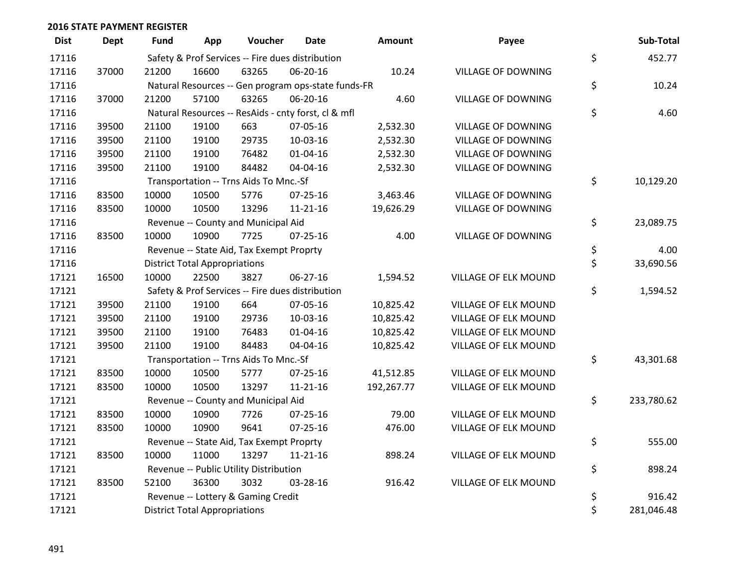## 2016 STATE PAYMENT REGISTER

| Dist | Dept | Fund | App | Voucher | Date | Amount | Payee | | Sub-Total |
|---|---|---|---|---|---|---|---|---|---|
| 17116 | | Safety & Prof Services -- Fire dues distribution | | | | | | $ | 452.77 |
| 17116 | 37000 | 21200 | 16600 | 63265 | 06-20-16 | 10.24 | VILLAGE OF DOWNING | | |
| 17116 | | Natural Resources -- Gen program ops-state funds-FR | | | | | | $ | 10.24 |
| 17116 | 37000 | 21200 | 57100 | 63265 | 06-20-16 | 4.60 | VILLAGE OF DOWNING | | |
| 17116 | | Natural Resources -- ResAids - cnty forst, cl & mfl | | | | | | $ | 4.60 |
| 17116 | 39500 | 21100 | 19100 | 663 | 07-05-16 | 2,532.30 | VILLAGE OF DOWNING | | |
| 17116 | 39500 | 21100 | 19100 | 29735 | 10-03-16 | 2,532.30 | VILLAGE OF DOWNING | | |
| 17116 | 39500 | 21100 | 19100 | 76482 | 01-04-16 | 2,532.30 | VILLAGE OF DOWNING | | |
| 17116 | 39500 | 21100 | 19100 | 84482 | 04-04-16 | 2,532.30 | VILLAGE OF DOWNING | | |
| 17116 | | Transportation -- Trns Aids To Mnc.-Sf | | | | | | $ | 10,129.20 |
| 17116 | 83500 | 10000 | 10500 | 5776 | 07-25-16 | 3,463.46 | VILLAGE OF DOWNING | | |
| 17116 | 83500 | 10000 | 10500 | 13296 | 11-21-16 | 19,626.29 | VILLAGE OF DOWNING | | |
| 17116 | | Revenue -- County and Municipal Aid | | | | | | $ | 23,089.75 |
| 17116 | 83500 | 10000 | 10900 | 7725 | 07-25-16 | 4.00 | VILLAGE OF DOWNING | | |
| 17116 | | Revenue -- State Aid, Tax Exempt Proprty | | | | | | $ | 4.00 |
| 17116 | | District Total Appropriations | | | | | | $ | 33,690.56 |
| 17121 | 16500 | 10000 | 22500 | 3827 | 06-27-16 | 1,594.52 | VILLAGE OF ELK MOUND | | |
| 17121 | | Safety & Prof Services -- Fire dues distribution | | | | | | $ | 1,594.52 |
| 17121 | 39500 | 21100 | 19100 | 664 | 07-05-16 | 10,825.42 | VILLAGE OF ELK MOUND | | |
| 17121 | 39500 | 21100 | 19100 | 29736 | 10-03-16 | 10,825.42 | VILLAGE OF ELK MOUND | | |
| 17121 | 39500 | 21100 | 19100 | 76483 | 01-04-16 | 10,825.42 | VILLAGE OF ELK MOUND | | |
| 17121 | 39500 | 21100 | 19100 | 84483 | 04-04-16 | 10,825.42 | VILLAGE OF ELK MOUND | | |
| 17121 | | Transportation -- Trns Aids To Mnc.-Sf | | | | | | $ | 43,301.68 |
| 17121 | 83500 | 10000 | 10500 | 5777 | 07-25-16 | 41,512.85 | VILLAGE OF ELK MOUND | | |
| 17121 | 83500 | 10000 | 10500 | 13297 | 11-21-16 | 192,267.77 | VILLAGE OF ELK MOUND | | |
| 17121 | | Revenue -- County and Municipal Aid | | | | | | $ | 233,780.62 |
| 17121 | 83500 | 10000 | 10900 | 7726 | 07-25-16 | 79.00 | VILLAGE OF ELK MOUND | | |
| 17121 | 83500 | 10000 | 10900 | 9641 | 07-25-16 | 476.00 | VILLAGE OF ELK MOUND | | |
| 17121 | | Revenue -- State Aid, Tax Exempt Proprty | | | | | | $ | 555.00 |
| 17121 | 83500 | 10000 | 11000 | 13297 | 11-21-16 | 898.24 | VILLAGE OF ELK MOUND | | |
| 17121 | | Revenue -- Public Utility Distribution | | | | | | $ | 898.24 |
| 17121 | 83500 | 52100 | 36300 | 3032 | 03-28-16 | 916.42 | VILLAGE OF ELK MOUND | | |
| 17121 | | Revenue -- Lottery & Gaming Credit | | | | | | $ | 916.42 |
| 17121 | | District Total Appropriations | | | | | | $ | 281,046.48 |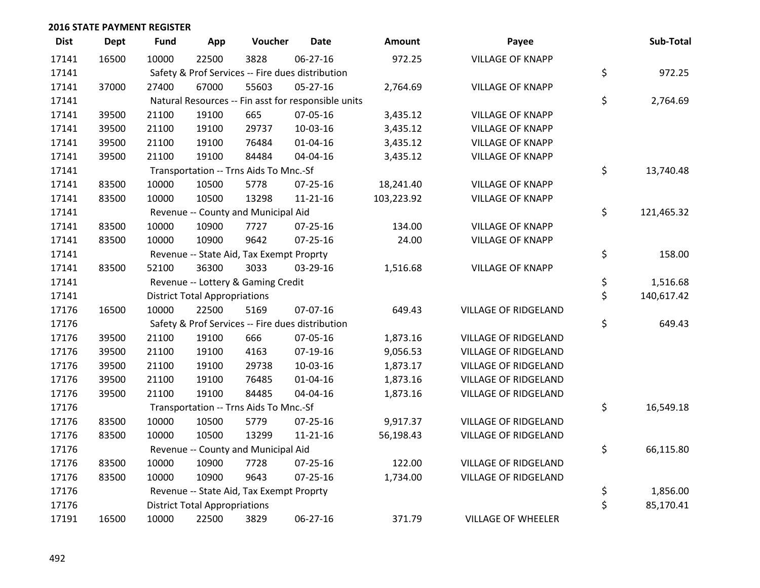## 2016 STATE PAYMENT REGISTER

| Dist | Dept | Fund | App | Voucher | Date | Amount | Payee | Sub-Total |
|---|---|---|---|---|---|---|---|---|
| 17141 | 16500 | 10000 | 22500 | 3828 | 06-27-16 | 972.25 | VILLAGE OF KNAPP | |
| 17141 | | Safety & Prof Services -- Fire dues distribution | | | | | | $ 972.25 |
| 17141 | 37000 | 27400 | 67000 | 55603 | 05-27-16 | 2,764.69 | VILLAGE OF KNAPP | |
| 17141 | | Natural Resources -- Fin asst for responsible units | | | | | | $ 2,764.69 |
| 17141 | 39500 | 21100 | 19100 | 665 | 07-05-16 | 3,435.12 | VILLAGE OF KNAPP | |
| 17141 | 39500 | 21100 | 19100 | 29737 | 10-03-16 | 3,435.12 | VILLAGE OF KNAPP | |
| 17141 | 39500 | 21100 | 19100 | 76484 | 01-04-16 | 3,435.12 | VILLAGE OF KNAPP | |
| 17141 | 39500 | 21100 | 19100 | 84484 | 04-04-16 | 3,435.12 | VILLAGE OF KNAPP | |
| 17141 | | Transportation -- Trns Aids To Mnc.-Sf | | | | | | $ 13,740.48 |
| 17141 | 83500 | 10000 | 10500 | 5778 | 07-25-16 | 18,241.40 | VILLAGE OF KNAPP | |
| 17141 | 83500 | 10000 | 10500 | 13298 | 11-21-16 | 103,223.92 | VILLAGE OF KNAPP | |
| 17141 | | Revenue -- County and Municipal Aid | | | | | | $ 121,465.32 |
| 17141 | 83500 | 10000 | 10900 | 7727 | 07-25-16 | 134.00 | VILLAGE OF KNAPP | |
| 17141 | 83500 | 10000 | 10900 | 9642 | 07-25-16 | 24.00 | VILLAGE OF KNAPP | |
| 17141 | | Revenue -- State Aid, Tax Exempt Proprty | | | | | | $ 158.00 |
| 17141 | 83500 | 52100 | 36300 | 3033 | 03-29-16 | 1,516.68 | VILLAGE OF KNAPP | |
| 17141 | | Revenue -- Lottery & Gaming Credit | | | | | | $ 1,516.68 |
| 17141 | | District Total Appropriations | | | | | | $ 140,617.42 |
| 17176 | 16500 | 10000 | 22500 | 5169 | 07-07-16 | 649.43 | VILLAGE OF RIDGELAND | |
| 17176 | | Safety & Prof Services -- Fire dues distribution | | | | | | $ 649.43 |
| 17176 | 39500 | 21100 | 19100 | 666 | 07-05-16 | 1,873.16 | VILLAGE OF RIDGELAND | |
| 17176 | 39500 | 21100 | 19100 | 4163 | 07-19-16 | 9,056.53 | VILLAGE OF RIDGELAND | |
| 17176 | 39500 | 21100 | 19100 | 29738 | 10-03-16 | 1,873.17 | VILLAGE OF RIDGELAND | |
| 17176 | 39500 | 21100 | 19100 | 76485 | 01-04-16 | 1,873.16 | VILLAGE OF RIDGELAND | |
| 17176 | 39500 | 21100 | 19100 | 84485 | 04-04-16 | 1,873.16 | VILLAGE OF RIDGELAND | |
| 17176 | | Transportation -- Trns Aids To Mnc.-Sf | | | | | | $ 16,549.18 |
| 17176 | 83500 | 10000 | 10500 | 5779 | 07-25-16 | 9,917.37 | VILLAGE OF RIDGELAND | |
| 17176 | 83500 | 10000 | 10500 | 13299 | 11-21-16 | 56,198.43 | VILLAGE OF RIDGELAND | |
| 17176 | | Revenue -- County and Municipal Aid | | | | | | $ 66,115.80 |
| 17176 | 83500 | 10000 | 10900 | 7728 | 07-25-16 | 122.00 | VILLAGE OF RIDGELAND | |
| 17176 | 83500 | 10000 | 10900 | 9643 | 07-25-16 | 1,734.00 | VILLAGE OF RIDGELAND | |
| 17176 | | Revenue -- State Aid, Tax Exempt Proprty | | | | | | $ 1,856.00 |
| 17176 | | District Total Appropriations | | | | | | $ 85,170.41 |
| 17191 | 16500 | 10000 | 22500 | 3829 | 06-27-16 | 371.79 | VILLAGE OF WHEELER | |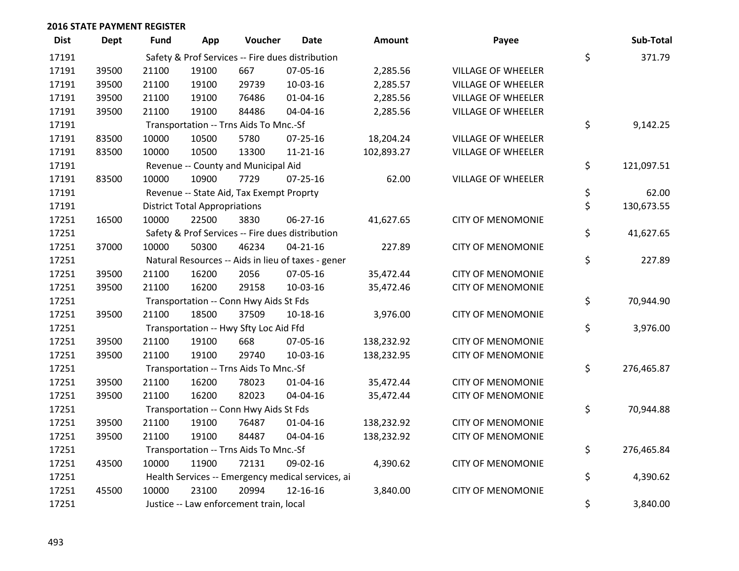## 2016 STATE PAYMENT REGISTER

| Dist | Dept | Fund | App | Voucher | Date | Amount | Payee | | Sub-Total |
|---|---|---|---|---|---|---|---|---|---|
| 17191 | | Safety & Prof Services -- Fire dues distribution | | | | | | $ | 371.79 |
| 17191 | 39500 | 21100 | 19100 | 667 | 07-05-16 | 2,285.56 | VILLAGE OF WHEELER | | |
| 17191 | 39500 | 21100 | 19100 | 29739 | 10-03-16 | 2,285.57 | VILLAGE OF WHEELER | | |
| 17191 | 39500 | 21100 | 19100 | 76486 | 01-04-16 | 2,285.56 | VILLAGE OF WHEELER | | |
| 17191 | 39500 | 21100 | 19100 | 84486 | 04-04-16 | 2,285.56 | VILLAGE OF WHEELER | | |
| 17191 | | Transportation -- Trns Aids To Mnc.-Sf | | | | | | $ | 9,142.25 |
| 17191 | 83500 | 10000 | 10500 | 5780 | 07-25-16 | 18,204.24 | VILLAGE OF WHEELER | | |
| 17191 | 83500 | 10000 | 10500 | 13300 | 11-21-16 | 102,893.27 | VILLAGE OF WHEELER | | |
| 17191 | | Revenue -- County and Municipal Aid | | | | | | $ | 121,097.51 |
| 17191 | 83500 | 10000 | 10900 | 7729 | 07-25-16 | 62.00 | VILLAGE OF WHEELER | | |
| 17191 | | Revenue -- State Aid, Tax Exempt Proprty | | | | | | $ | 62.00 |
| 17191 | | District Total Appropriations | | | | | | $ | 130,673.55 |
| 17251 | 16500 | 10000 | 22500 | 3830 | 06-27-16 | 41,627.65 | CITY OF MENOMONIE | | |
| 17251 | | Safety & Prof Services -- Fire dues distribution | | | | | | $ | 41,627.65 |
| 17251 | 37000 | 10000 | 50300 | 46234 | 04-21-16 | 227.89 | CITY OF MENOMONIE | | |
| 17251 | | Natural Resources -- Aids in lieu of taxes - gener | | | | | | $ | 227.89 |
| 17251 | 39500 | 21100 | 16200 | 2056 | 07-05-16 | 35,472.44 | CITY OF MENOMONIE | | |
| 17251 | 39500 | 21100 | 16200 | 29158 | 10-03-16 | 35,472.46 | CITY OF MENOMONIE | | |
| 17251 | | Transportation -- Conn Hwy Aids St Fds | | | | | | $ | 70,944.90 |
| 17251 | 39500 | 21100 | 18500 | 37509 | 10-18-16 | 3,976.00 | CITY OF MENOMONIE | | |
| 17251 | | Transportation -- Hwy Sfty Loc Aid Ffd | | | | | | $ | 3,976.00 |
| 17251 | 39500 | 21100 | 19100 | 668 | 07-05-16 | 138,232.92 | CITY OF MENOMONIE | | |
| 17251 | 39500 | 21100 | 19100 | 29740 | 10-03-16 | 138,232.95 | CITY OF MENOMONIE | | |
| 17251 | | Transportation -- Trns Aids To Mnc.-Sf | | | | | | $ | 276,465.87 |
| 17251 | 39500 | 21100 | 16200 | 78023 | 01-04-16 | 35,472.44 | CITY OF MENOMONIE | | |
| 17251 | 39500 | 21100 | 16200 | 82023 | 04-04-16 | 35,472.44 | CITY OF MENOMONIE | | |
| 17251 | | Transportation -- Conn Hwy Aids St Fds | | | | | | $ | 70,944.88 |
| 17251 | 39500 | 21100 | 19100 | 76487 | 01-04-16 | 138,232.92 | CITY OF MENOMONIE | | |
| 17251 | 39500 | 21100 | 19100 | 84487 | 04-04-16 | 138,232.92 | CITY OF MENOMONIE | | |
| 17251 | | Transportation -- Trns Aids To Mnc.-Sf | | | | | | $ | 276,465.84 |
| 17251 | 43500 | 10000 | 11900 | 72131 | 09-02-16 | 4,390.62 | CITY OF MENOMONIE | | |
| 17251 | | Health Services -- Emergency medical services, ai | | | | | | $ | 4,390.62 |
| 17251 | 45500 | 10000 | 23100 | 20994 | 12-16-16 | 3,840.00 | CITY OF MENOMONIE | | |
| 17251 | | Justice -- Law enforcement train, local | | | | | | $ | 3,840.00 |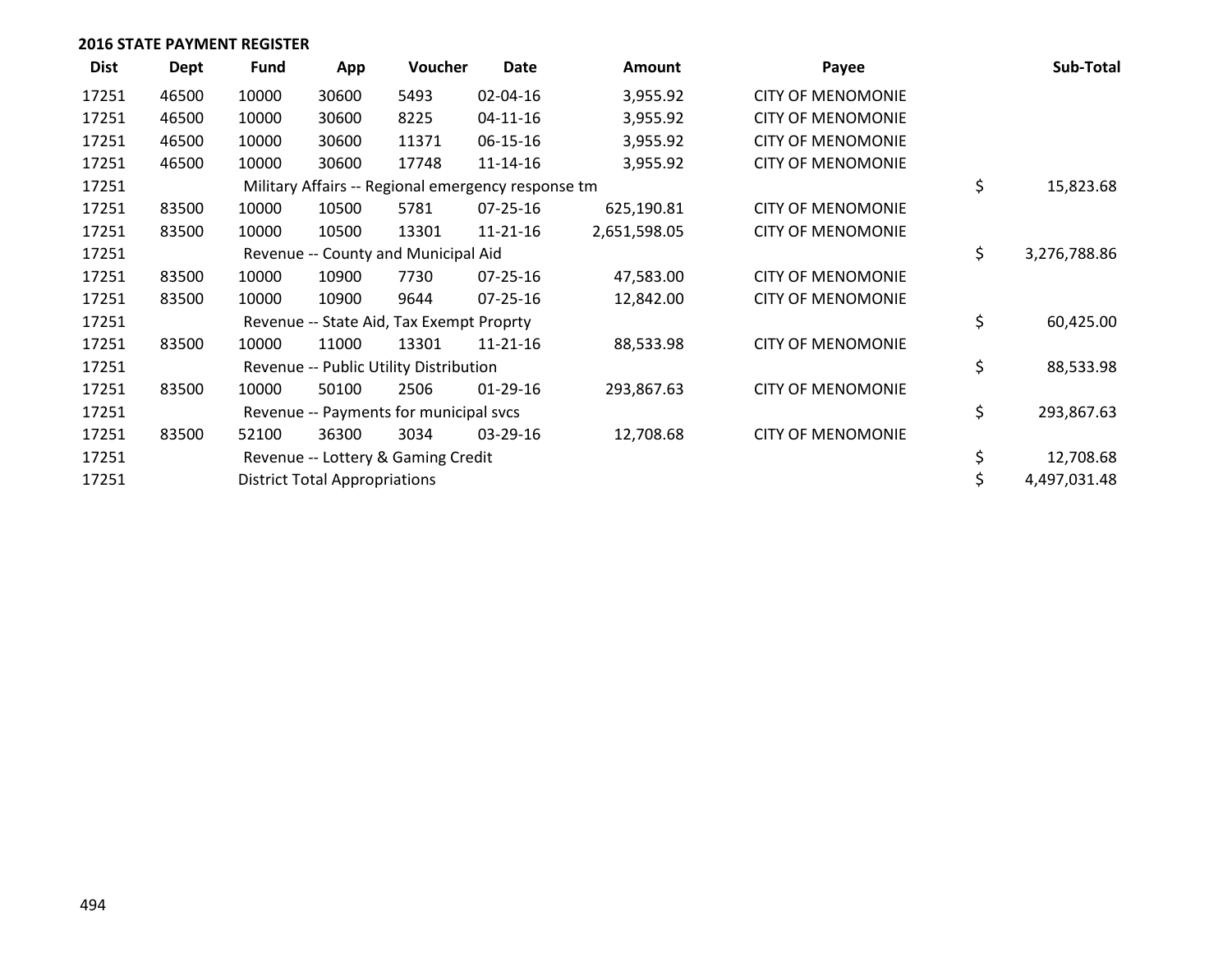**2016 STATE PAYMENT REGISTER**

| Dist | Dept | Fund | App | Voucher | Date | Amount | Payee | Sub-Total |
|---|---|---|---|---|---|---|---|---|
| 17251 | 46500 | 10000 | 30600 | 5493 | 02-04-16 | 3,955.92 | CITY OF MENOMONIE | |
| 17251 | 46500 | 10000 | 30600 | 8225 | 04-11-16 | 3,955.92 | CITY OF MENOMONIE | |
| 17251 | 46500 | 10000 | 30600 | 11371 | 06-15-16 | 3,955.92 | CITY OF MENOMONIE | |
| 17251 | 46500 | 10000 | 30600 | 17748 | 11-14-16 | 3,955.92 | CITY OF MENOMONIE | |
| 17251 | | Military Affairs -- Regional emergency response tm | | | | | | $ 15,823.68 |
| 17251 | 83500 | 10000 | 10500 | 5781 | 07-25-16 | 625,190.81 | CITY OF MENOMONIE | |
| 17251 | 83500 | 10000 | 10500 | 13301 | 11-21-16 | 2,651,598.05 | CITY OF MENOMONIE | |
| 17251 | | Revenue -- County and Municipal Aid | | | | | | $ 3,276,788.86 |
| 17251 | 83500 | 10000 | 10900 | 7730 | 07-25-16 | 47,583.00 | CITY OF MENOMONIE | |
| 17251 | 83500 | 10000 | 10900 | 9644 | 07-25-16 | 12,842.00 | CITY OF MENOMONIE | |
| 17251 | | Revenue -- State Aid, Tax Exempt Proprty | | | | | | $ 60,425.00 |
| 17251 | 83500 | 10000 | 11000 | 13301 | 11-21-16 | 88,533.98 | CITY OF MENOMONIE | |
| 17251 | | Revenue -- Public Utility Distribution | | | | | | $ 88,533.98 |
| 17251 | 83500 | 10000 | 50100 | 2506 | 01-29-16 | 293,867.63 | CITY OF MENOMONIE | |
| 17251 | | Revenue -- Payments for municipal svcs | | | | | | $ 293,867.63 |
| 17251 | 83500 | 52100 | 36300 | 3034 | 03-29-16 | 12,708.68 | CITY OF MENOMONIE | |
| 17251 | | Revenue -- Lottery & Gaming Credit | | | | | | $ 12,708.68 |
| 17251 | | District Total Appropriations | | | | | | $ 4,497,031.48 |